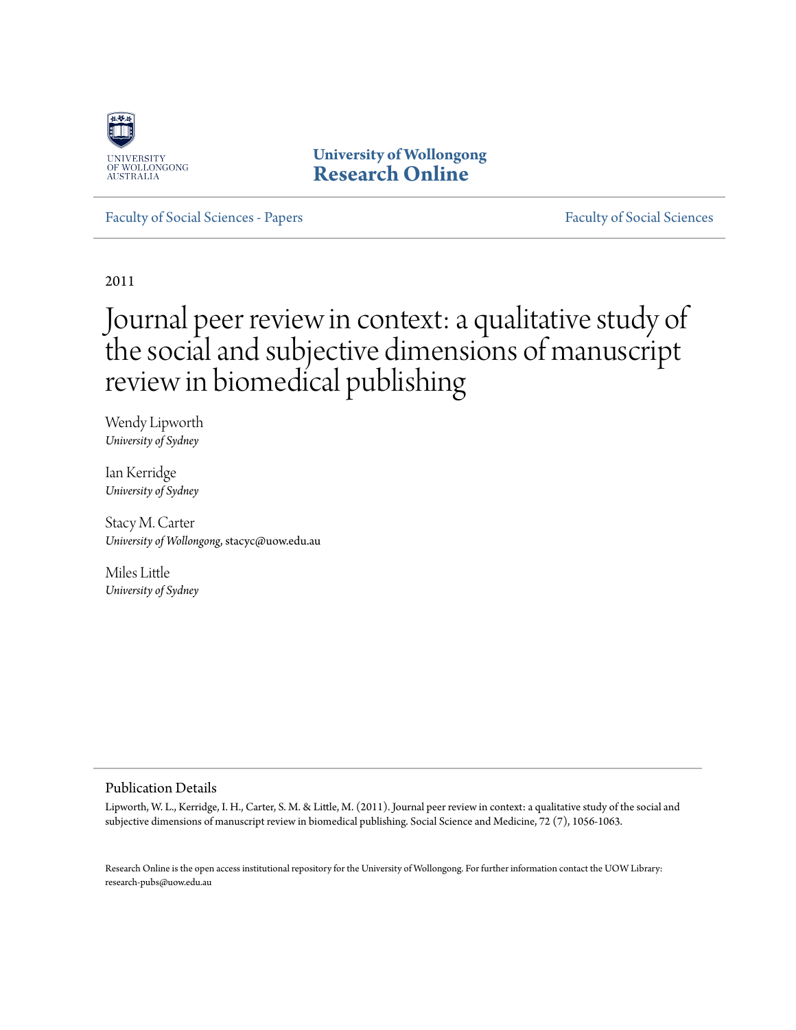University of Wollongong
Research Online

Faculty of Social Sciences - Papers

Faculty of Social Sciences

2011

# Journal peer review in context: a qualitative study of the social and subjective dimensions of manuscript review in biomedical publishing

Wendy Lipworth
*University of Sydney*

Ian Kerridge
*University of Sydney*

Stacy M. Carter
*University of Wollongong*, stacyc@uow.edu.au

Miles Little
*University of Sydney*

## Publication Details

Lipworth, W. L., Kerridge, I. H., Carter, S. M. & Little, M. (2011). Journal peer review in context: a qualitative study of the social and subjective dimensions of manuscript review in biomedical publishing. Social Science and Medicine, 72 (7), 1056-1063.

Research Online is the open access institutional repository for the University of Wollongong. For further information contact the UOW Library: research-pubs@uow.edu.au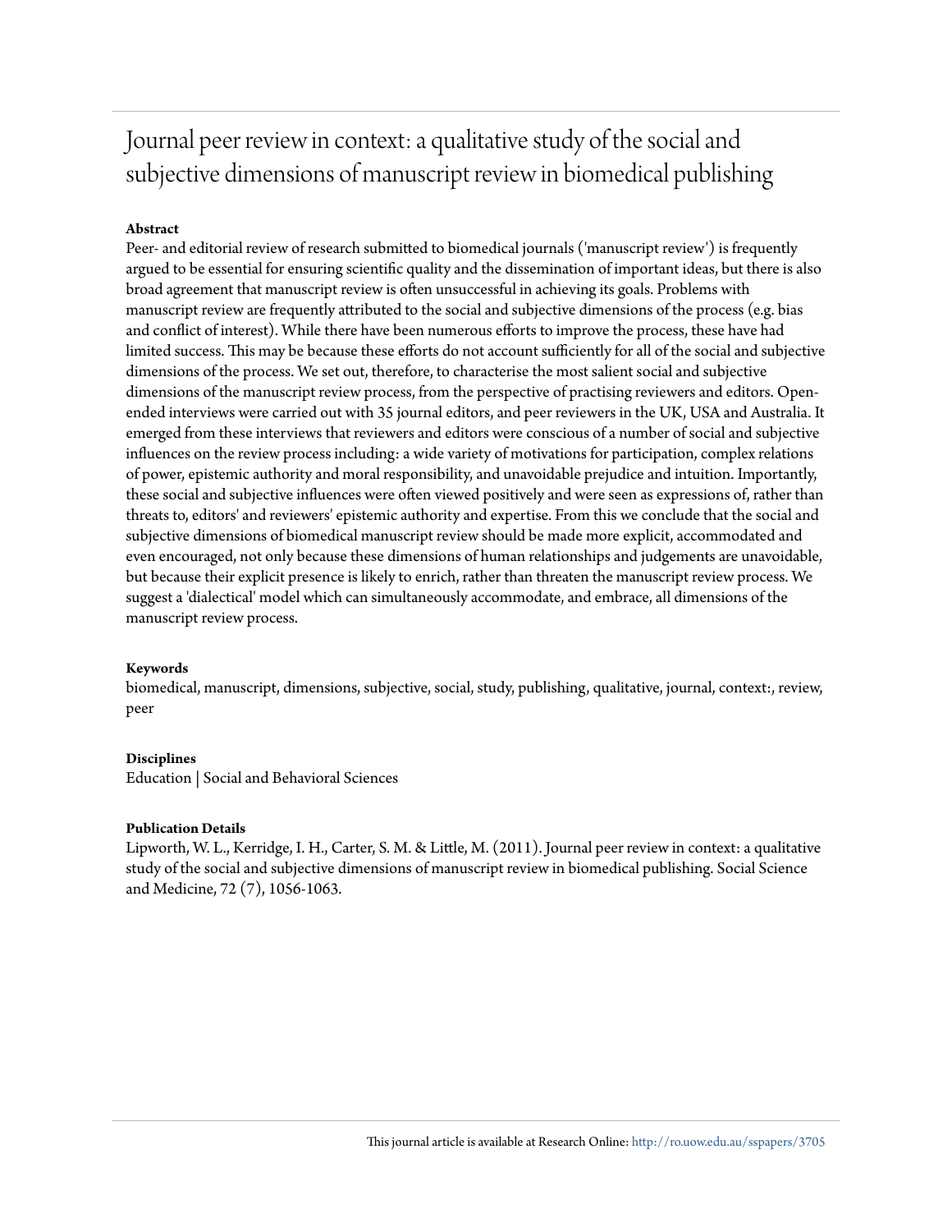# Journal peer review in context: a qualitative study of the social and subjective dimensions of manuscript review in biomedical publishing

**Abstract**

Peer- and editorial review of research submitted to biomedical journals ('manuscript review') is frequently argued to be essential for ensuring scientific quality and the dissemination of important ideas, but there is also broad agreement that manuscript review is often unsuccessful in achieving its goals. Problems with manuscript review are frequently attributed to the social and subjective dimensions of the process (e.g. bias and conflict of interest). While there have been numerous efforts to improve the process, these have had limited success. This may be because these efforts do not account sufficiently for all of the social and subjective dimensions of the process. We set out, therefore, to characterise the most salient social and subjective dimensions of the manuscript review process, from the perspective of practising reviewers and editors. Open-ended interviews were carried out with 35 journal editors, and peer reviewers in the UK, USA and Australia. It emerged from these interviews that reviewers and editors were conscious of a number of social and subjective influences on the review process including: a wide variety of motivations for participation, complex relations of power, epistemic authority and moral responsibility, and unavoidable prejudice and intuition. Importantly, these social and subjective influences were often viewed positively and were seen as expressions of, rather than threats to, editors' and reviewers' epistemic authority and expertise. From this we conclude that the social and subjective dimensions of biomedical manuscript review should be made more explicit, accommodated and even encouraged, not only because these dimensions of human relationships and judgements are unavoidable, but because their explicit presence is likely to enrich, rather than threaten the manuscript review process. We suggest a 'dialectical' model which can simultaneously accommodate, and embrace, all dimensions of the manuscript review process.

**Keywords**

biomedical, manuscript, dimensions, subjective, social, study, publishing, qualitative, journal, context:, review, peer

**Disciplines**

Education | Social and Behavioral Sciences

**Publication Details**

Lipworth, W. L., Kerridge, I. H., Carter, S. M. & Little, M. (2011). Journal peer review in context: a qualitative study of the social and subjective dimensions of manuscript review in biomedical publishing. Social Science and Medicine, 72 (7), 1056-1063.

This journal article is available at Research Online: http://ro.uow.edu.au/sspapers/3705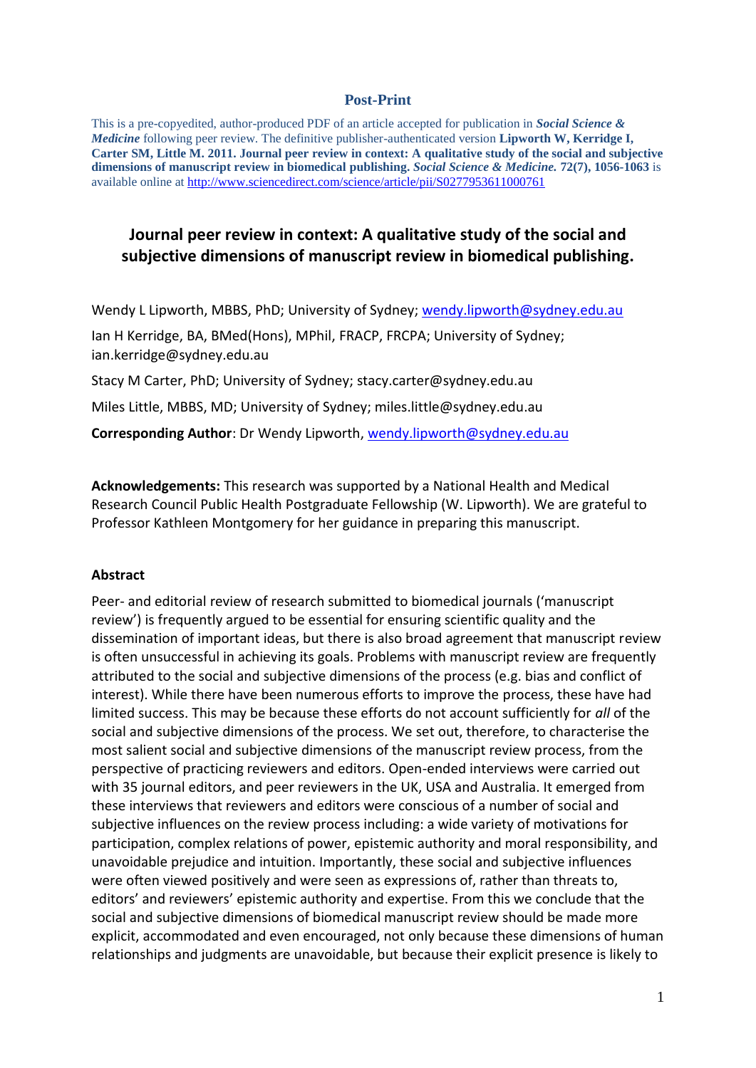**Post-Print**

This is a pre-copyedited, author-produced PDF of an article accepted for publication in ***Social Science & Medicine*** following peer review. The definitive publisher-authenticated version **Lipworth W, Kerridge I, Carter SM, Little M. 2011. Journal peer review in context: A qualitative study of the social and subjective dimensions of manuscript review in biomedical publishing. *Social Science & Medicine.* 72(7), 1056-1063** is available online at http://www.sciencedirect.com/science/article/pii/S0277953611000761

# Journal peer review in context: A qualitative study of the social and subjective dimensions of manuscript review in biomedical publishing.

Wendy L Lipworth, MBBS, PhD; University of Sydney; wendy.lipworth@sydney.edu.au

Ian H Kerridge, BA, BMed(Hons), MPhil, FRACP, FRCPA; University of Sydney; ian.kerridge@sydney.edu.au

Stacy M Carter, PhD; University of Sydney; stacy.carter@sydney.edu.au

Miles Little, MBBS, MD; University of Sydney; miles.little@sydney.edu.au

**Corresponding Author**: Dr Wendy Lipworth, wendy.lipworth@sydney.edu.au

**Acknowledgements:** This research was supported by a National Health and Medical Research Council Public Health Postgraduate Fellowship (W. Lipworth). We are grateful to Professor Kathleen Montgomery for her guidance in preparing this manuscript.

**Abstract**

Peer- and editorial review of research submitted to biomedical journals ('manuscript review') is frequently argued to be essential for ensuring scientific quality and the dissemination of important ideas, but there is also broad agreement that manuscript review is often unsuccessful in achieving its goals. Problems with manuscript review are frequently attributed to the social and subjective dimensions of the process (e.g. bias and conflict of interest). While there have been numerous efforts to improve the process, these have had limited success. This may be because these efforts do not account sufficiently for *all* of the social and subjective dimensions of the process. We set out, therefore, to characterise the most salient social and subjective dimensions of the manuscript review process, from the perspective of practicing reviewers and editors. Open-ended interviews were carried out with 35 journal editors, and peer reviewers in the UK, USA and Australia. It emerged from these interviews that reviewers and editors were conscious of a number of social and subjective influences on the review process including: a wide variety of motivations for participation, complex relations of power, epistemic authority and moral responsibility, and unavoidable prejudice and intuition. Importantly, these social and subjective influences were often viewed positively and were seen as expressions of, rather than threats to, editors' and reviewers' epistemic authority and expertise. From this we conclude that the social and subjective dimensions of biomedical manuscript review should be made more explicit, accommodated and even encouraged, not only because these dimensions of human relationships and judgments are unavoidable, but because their explicit presence is likely to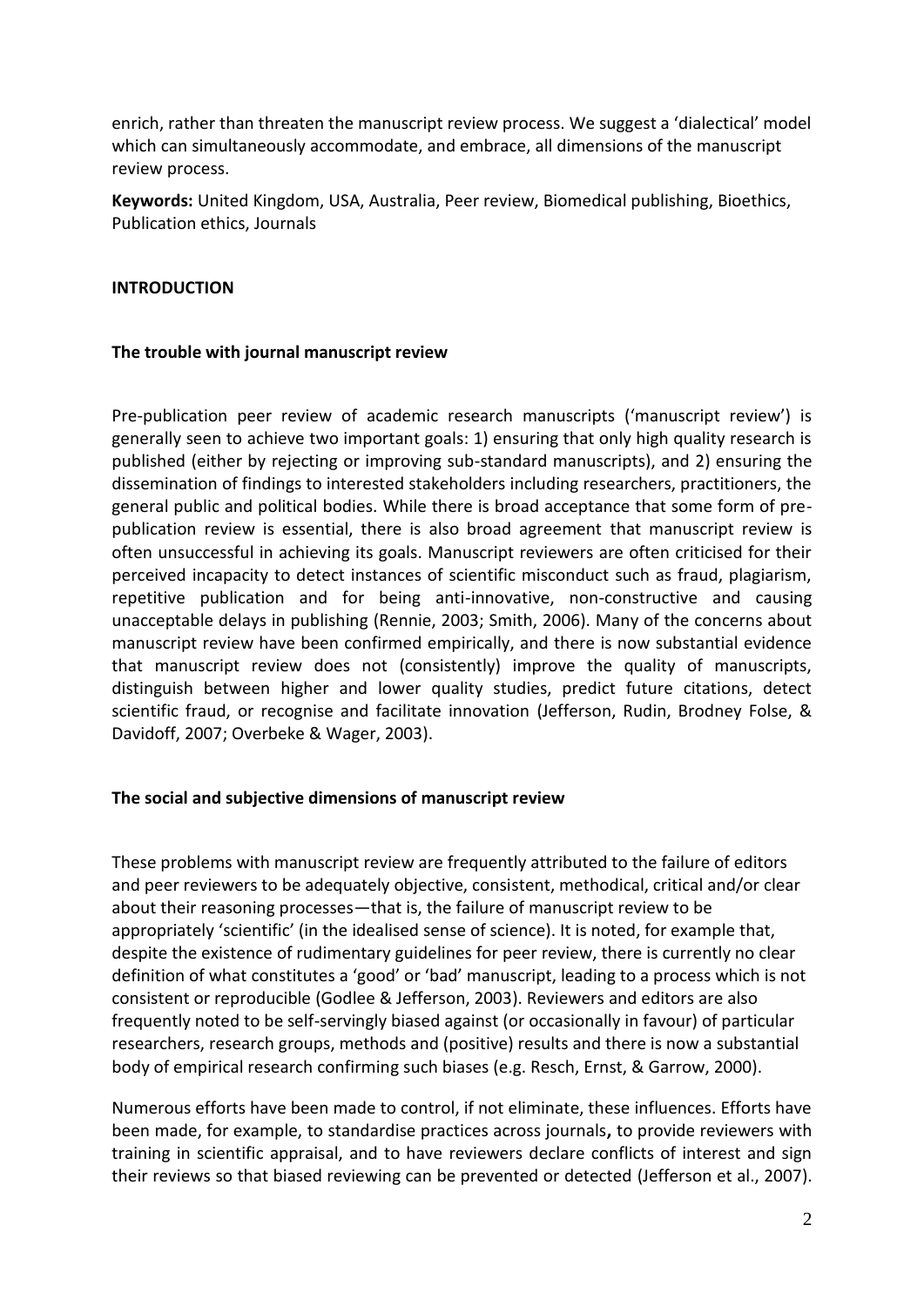enrich, rather than threaten the manuscript review process. We suggest a 'dialectical' model which can simultaneously accommodate, and embrace, all dimensions of the manuscript review process.

**Keywords:** United Kingdom, USA, Australia, Peer review, Biomedical publishing, Bioethics, Publication ethics, Journals

## INTRODUCTION

### The trouble with journal manuscript review

Pre-publication peer review of academic research manuscripts ('manuscript review') is generally seen to achieve two important goals: 1) ensuring that only high quality research is published (either by rejecting or improving sub-standard manuscripts), and 2) ensuring the dissemination of findings to interested stakeholders including researchers, practitioners, the general public and political bodies. While there is broad acceptance that some form of pre-publication review is essential, there is also broad agreement that manuscript review is often unsuccessful in achieving its goals. Manuscript reviewers are often criticised for their perceived incapacity to detect instances of scientific misconduct such as fraud, plagiarism, repetitive publication and for being anti-innovative, non-constructive and causing unacceptable delays in publishing (Rennie, 2003; Smith, 2006). Many of the concerns about manuscript review have been confirmed empirically, and there is now substantial evidence that manuscript review does not (consistently) improve the quality of manuscripts, distinguish between higher and lower quality studies, predict future citations, detect scientific fraud, or recognise and facilitate innovation (Jefferson, Rudin, Brodney Folse, & Davidoff, 2007; Overbeke & Wager, 2003).

### The social and subjective dimensions of manuscript review

These problems with manuscript review are frequently attributed to the failure of editors and peer reviewers to be adequately objective, consistent, methodical, critical and/or clear about their reasoning processes—that is, the failure of manuscript review to be appropriately 'scientific' (in the idealised sense of science). It is noted, for example that, despite the existence of rudimentary guidelines for peer review, there is currently no clear definition of what constitutes a 'good' or 'bad' manuscript, leading to a process which is not consistent or reproducible (Godlee & Jefferson, 2003). Reviewers and editors are also frequently noted to be self-servingly biased against (or occasionally in favour) of particular researchers, research groups, methods and (positive) results and there is now a substantial body of empirical research confirming such biases (e.g. Resch, Ernst, & Garrow, 2000).

Numerous efforts have been made to control, if not eliminate, these influences. Efforts have been made, for example, to standardise practices across journals**,** to provide reviewers with training in scientific appraisal, and to have reviewers declare conflicts of interest and sign their reviews so that biased reviewing can be prevented or detected (Jefferson et al., 2007).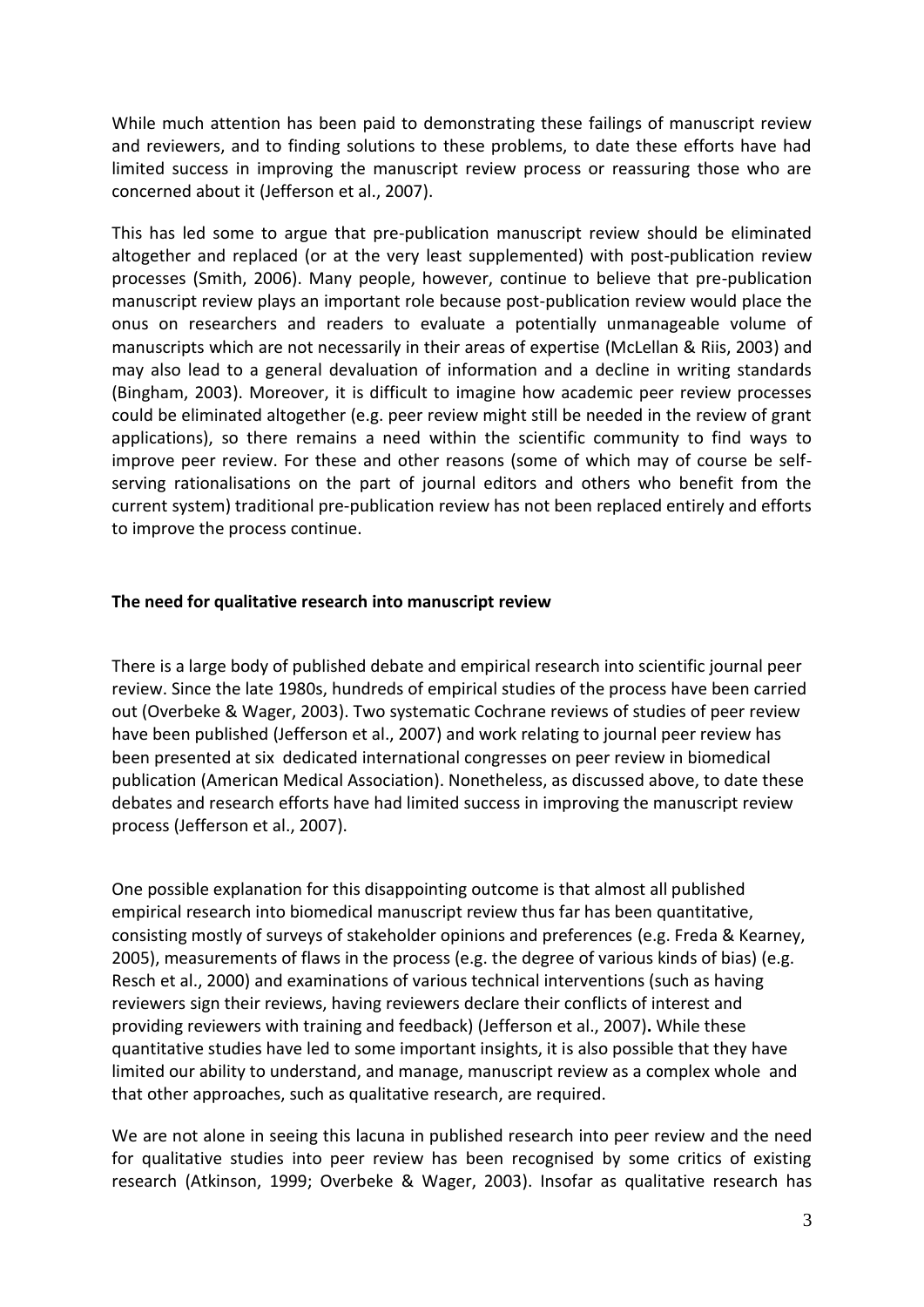While much attention has been paid to demonstrating these failings of manuscript review and reviewers, and to finding solutions to these problems, to date these efforts have had limited success in improving the manuscript review process or reassuring those who are concerned about it (Jefferson et al., 2007).

This has led some to argue that pre-publication manuscript review should be eliminated altogether and replaced (or at the very least supplemented) with post-publication review processes (Smith, 2006). Many people, however, continue to believe that pre-publication manuscript review plays an important role because post-publication review would place the onus on researchers and readers to evaluate a potentially unmanageable volume of manuscripts which are not necessarily in their areas of expertise (McLellan & Riis, 2003) and may also lead to a general devaluation of information and a decline in writing standards (Bingham, 2003). Moreover, it is difficult to imagine how academic peer review processes could be eliminated altogether (e.g. peer review might still be needed in the review of grant applications), so there remains a need within the scientific community to find ways to improve peer review. For these and other reasons (some of which may of course be self-serving rationalisations on the part of journal editors and others who benefit from the current system) traditional pre-publication review has not been replaced entirely and efforts to improve the process continue.

## The need for qualitative research into manuscript review

There is a large body of published debate and empirical research into scientific journal peer review. Since the late 1980s, hundreds of empirical studies of the process have been carried out (Overbeke & Wager, 2003). Two systematic Cochrane reviews of studies of peer review have been published (Jefferson et al., 2007) and work relating to journal peer review has been presented at six dedicated international congresses on peer review in biomedical publication (American Medical Association). Nonetheless, as discussed above, to date these debates and research efforts have had limited success in improving the manuscript review process (Jefferson et al., 2007).

One possible explanation for this disappointing outcome is that almost all published empirical research into biomedical manuscript review thus far has been quantitative, consisting mostly of surveys of stakeholder opinions and preferences (e.g. Freda & Kearney, 2005), measurements of flaws in the process (e.g. the degree of various kinds of bias) (e.g. Resch et al., 2000) and examinations of various technical interventions (such as having reviewers sign their reviews, having reviewers declare their conflicts of interest and providing reviewers with training and feedback) (Jefferson et al., 2007). While these quantitative studies have led to some important insights, it is also possible that they have limited our ability to understand, and manage, manuscript review as a complex whole and that other approaches, such as qualitative research, are required.

We are not alone in seeing this lacuna in published research into peer review and the need for qualitative studies into peer review has been recognised by some critics of existing research (Atkinson, 1999; Overbeke & Wager, 2003). Insofar as qualitative research has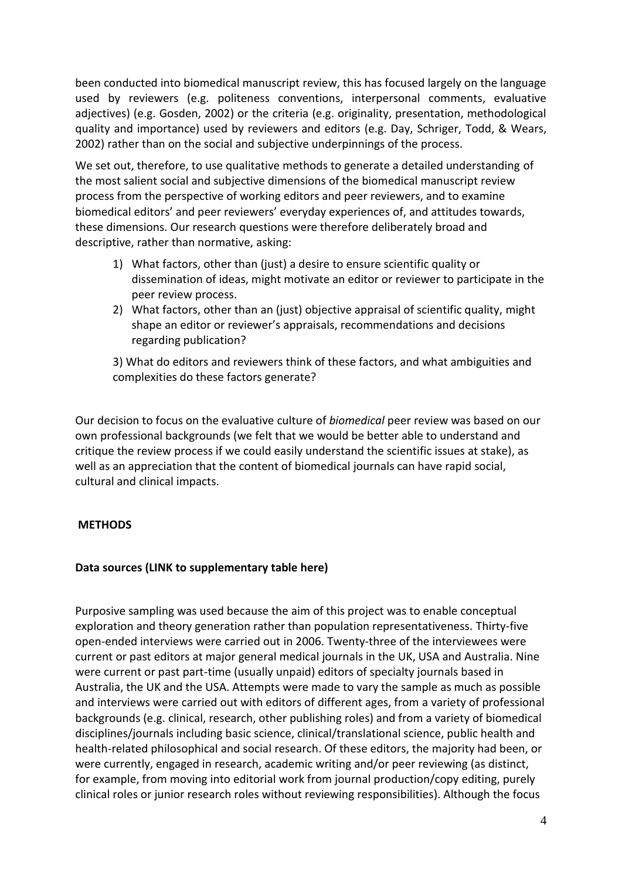been conducted into biomedical manuscript review, this has focused largely on the language used by reviewers (e.g. politeness conventions, interpersonal comments, evaluative adjectives) (e.g. Gosden, 2002) or the criteria (e.g. originality, presentation, methodological quality and importance) used by reviewers and editors (e.g. Day, Schriger, Todd, & Wears, 2002) rather than on the social and subjective underpinnings of the process.

We set out, therefore, to use qualitative methods to generate a detailed understanding of the most salient social and subjective dimensions of the biomedical manuscript review process from the perspective of working editors and peer reviewers, and to examine biomedical editors' and peer reviewers' everyday experiences of, and attitudes towards, these dimensions. Our research questions were therefore deliberately broad and descriptive, rather than normative, asking:

1) What factors, other than (just) a desire to ensure scientific quality or dissemination of ideas, might motivate an editor or reviewer to participate in the peer review process.
2) What factors, other than an (just) objective appraisal of scientific quality, might shape an editor or reviewer's appraisals, recommendations and decisions regarding publication?
3) What do editors and reviewers think of these factors, and what ambiguities and complexities do these factors generate?

Our decision to focus on the evaluative culture of *biomedical* peer review was based on our own professional backgrounds (we felt that we would be better able to understand and critique the review process if we could easily understand the scientific issues at stake), as well as an appreciation that the content of biomedical journals can have rapid social, cultural and clinical impacts.

## METHODS

### Data sources (LINK to supplementary table here)

Purposive sampling was used because the aim of this project was to enable conceptual exploration and theory generation rather than population representativeness. Thirty-five open-ended interviews were carried out in 2006. Twenty-three of the interviewees were current or past editors at major general medical journals in the UK, USA and Australia. Nine were current or past part-time (usually unpaid) editors of specialty journals based in Australia, the UK and the USA. Attempts were made to vary the sample as much as possible and interviews were carried out with editors of different ages, from a variety of professional backgrounds (e.g. clinical, research, other publishing roles) and from a variety of biomedical disciplines/journals including basic science, clinical/translational science, public health and health-related philosophical and social research. Of these editors, the majority had been, or were currently, engaged in research, academic writing and/or peer reviewing (as distinct, for example, from moving into editorial work from journal production/copy editing, purely clinical roles or junior research roles without reviewing responsibilities). Although the focus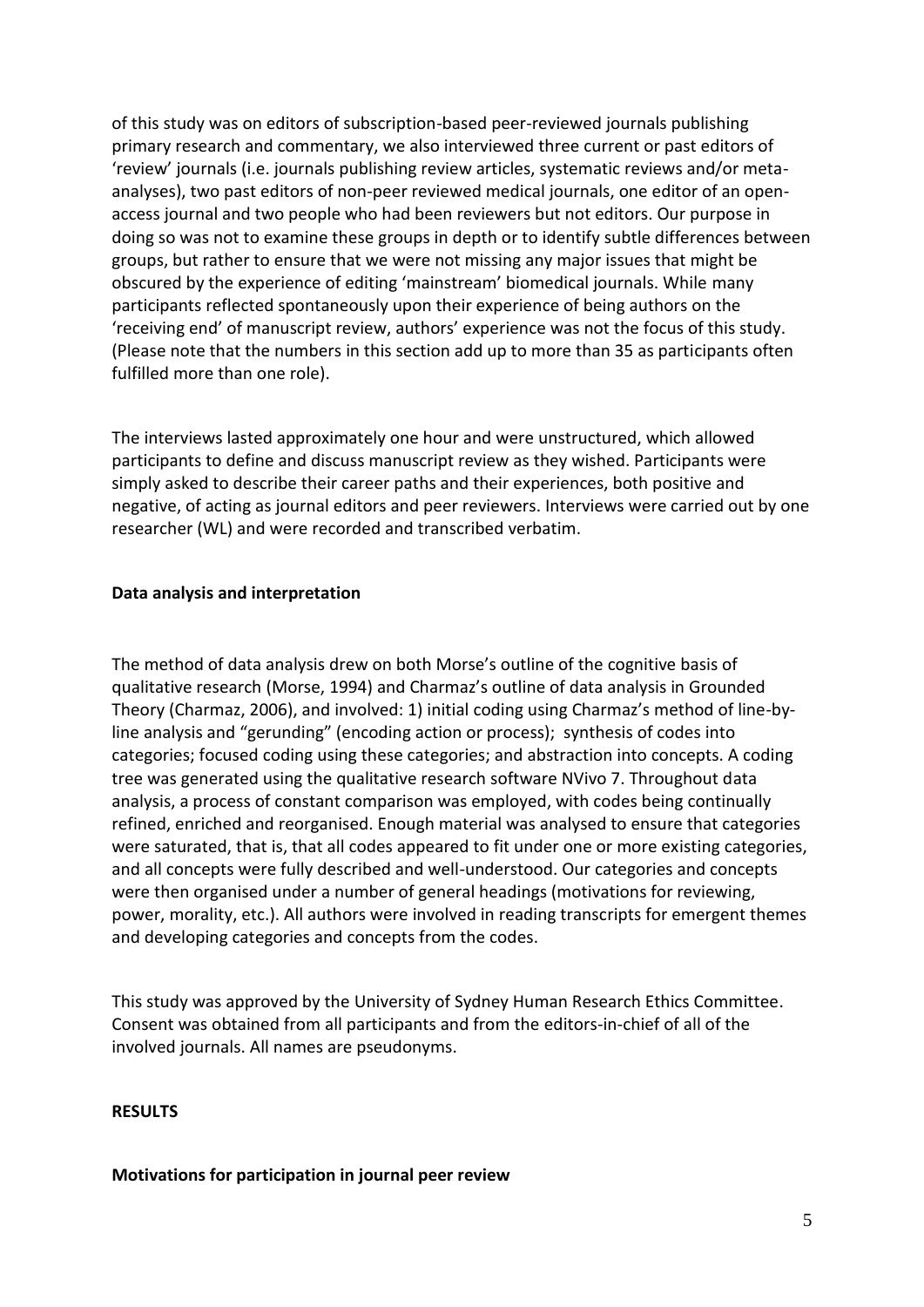of this study was on editors of subscription-based peer-reviewed journals publishing primary research and commentary, we also interviewed three current or past editors of 'review' journals (i.e. journals publishing review articles, systematic reviews and/or meta-analyses), two past editors of non-peer reviewed medical journals, one editor of an open-access journal and two people who had been reviewers but not editors. Our purpose in doing so was not to examine these groups in depth or to identify subtle differences between groups, but rather to ensure that we were not missing any major issues that might be obscured by the experience of editing 'mainstream' biomedical journals. While many participants reflected spontaneously upon their experience of being authors on the 'receiving end' of manuscript review, authors' experience was not the focus of this study. (Please note that the numbers in this section add up to more than 35 as participants often fulfilled more than one role).

The interviews lasted approximately one hour and were unstructured, which allowed participants to define and discuss manuscript review as they wished. Participants were simply asked to describe their career paths and their experiences, both positive and negative, of acting as journal editors and peer reviewers. Interviews were carried out by one researcher (WL) and were recorded and transcribed verbatim.

**Data analysis and interpretation**

The method of data analysis drew on both Morse's outline of the cognitive basis of qualitative research (Morse, 1994) and Charmaz's outline of data analysis in Grounded Theory (Charmaz, 2006), and involved: 1) initial coding using Charmaz's method of line-by-line analysis and "gerunding" (encoding action or process); synthesis of codes into categories; focused coding using these categories; and abstraction into concepts. A coding tree was generated using the qualitative research software NVivo 7. Throughout data analysis, a process of constant comparison was employed, with codes being continually refined, enriched and reorganised. Enough material was analysed to ensure that categories were saturated, that is, that all codes appeared to fit under one or more existing categories, and all concepts were fully described and well-understood. Our categories and concepts were then organised under a number of general headings (motivations for reviewing, power, morality, etc.). All authors were involved in reading transcripts for emergent themes and developing categories and concepts from the codes.

This study was approved by the University of Sydney Human Research Ethics Committee. Consent was obtained from all participants and from the editors-in-chief of all of the involved journals. All names are pseudonyms.

## RESULTS

**Motivations for participation in journal peer review**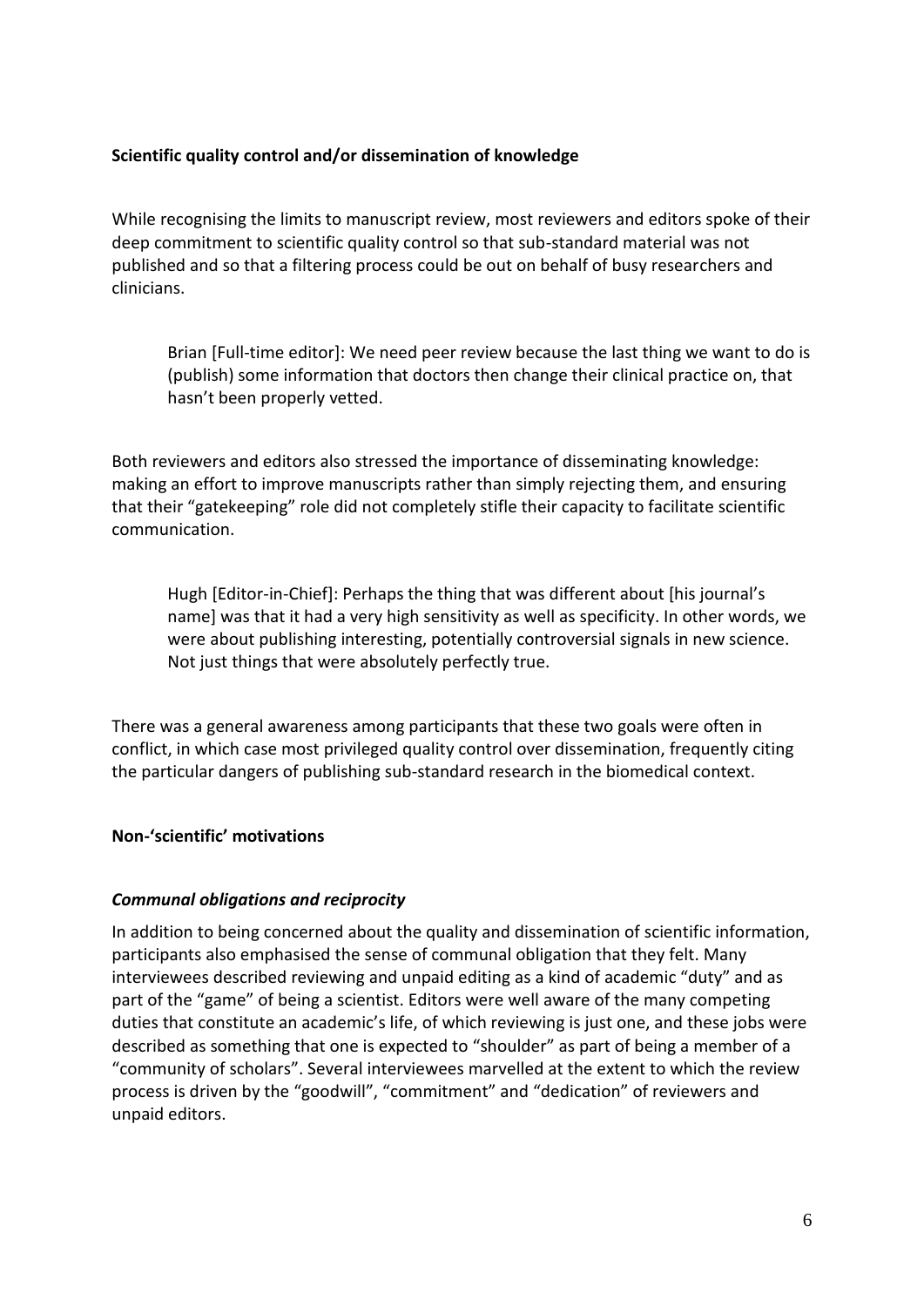**Scientific quality control and/or dissemination of knowledge**

While recognising the limits to manuscript review, most reviewers and editors spoke of their deep commitment to scientific quality control so that sub-standard material was not published and so that a filtering process could be out on behalf of busy researchers and clinicians.

> Brian [Full-time editor]: We need peer review because the last thing we want to do is (publish) some information that doctors then change their clinical practice on, that hasn't been properly vetted.

Both reviewers and editors also stressed the importance of disseminating knowledge: making an effort to improve manuscripts rather than simply rejecting them, and ensuring that their "gatekeeping" role did not completely stifle their capacity to facilitate scientific communication.

> Hugh [Editor-in-Chief]: Perhaps the thing that was different about [his journal's name] was that it had a very high sensitivity as well as specificity. In other words, we were about publishing interesting, potentially controversial signals in new science. Not just things that were absolutely perfectly true.

There was a general awareness among participants that these two goals were often in conflict, in which case most privileged quality control over dissemination, frequently citing the particular dangers of publishing sub-standard research in the biomedical context.

**Non-'scientific' motivations**

***Communal obligations and reciprocity***

In addition to being concerned about the quality and dissemination of scientific information, participants also emphasised the sense of communal obligation that they felt. Many interviewees described reviewing and unpaid editing as a kind of academic "duty" and as part of the "game" of being a scientist. Editors were well aware of the many competing duties that constitute an academic's life, of which reviewing is just one, and these jobs were described as something that one is expected to "shoulder" as part of being a member of a "community of scholars". Several interviewees marvelled at the extent to which the review process is driven by the "goodwill", "commitment" and "dedication" of reviewers and unpaid editors.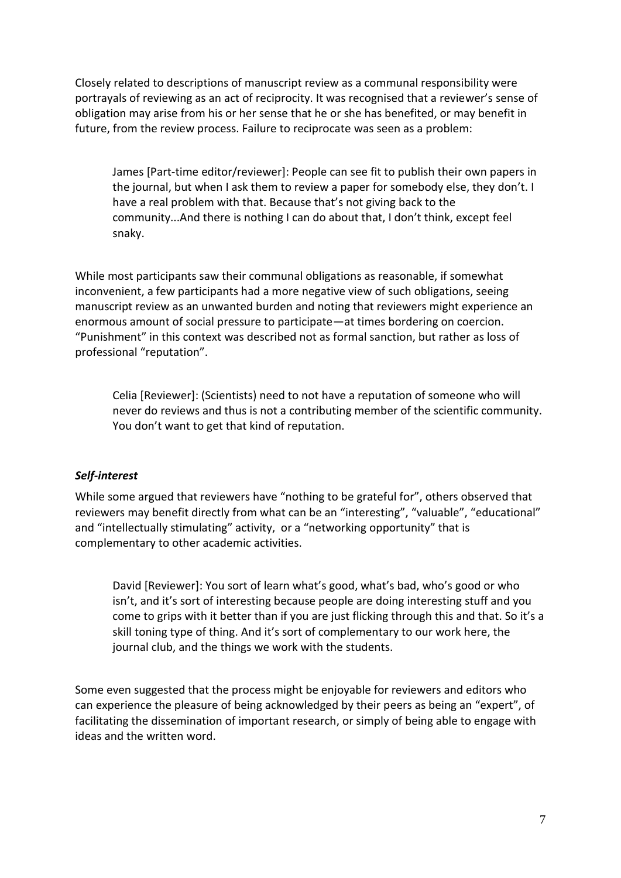Closely related to descriptions of manuscript review as a communal responsibility were portrayals of reviewing as an act of reciprocity. It was recognised that a reviewer's sense of obligation may arise from his or her sense that he or she has benefited, or may benefit in future, from the review process. Failure to reciprocate was seen as a problem:

> James [Part-time editor/reviewer]: People can see fit to publish their own papers in the journal, but when I ask them to review a paper for somebody else, they don't. I have a real problem with that. Because that's not giving back to the community...And there is nothing I can do about that, I don't think, except feel snaky.

While most participants saw their communal obligations as reasonable, if somewhat inconvenient, a few participants had a more negative view of such obligations, seeing manuscript review as an unwanted burden and noting that reviewers might experience an enormous amount of social pressure to participate—at times bordering on coercion. "Punishment" in this context was described not as formal sanction, but rather as loss of professional "reputation".

> Celia [Reviewer]: (Scientists) need to not have a reputation of someone who will never do reviews and thus is not a contributing member of the scientific community. You don't want to get that kind of reputation.

### *Self-interest*

While some argued that reviewers have "nothing to be grateful for", others observed that reviewers may benefit directly from what can be an "interesting", "valuable", "educational" and "intellectually stimulating" activity, or a "networking opportunity" that is complementary to other academic activities.

> David [Reviewer]: You sort of learn what's good, what's bad, who's good or who isn't, and it's sort of interesting because people are doing interesting stuff and you come to grips with it better than if you are just flicking through this and that. So it's a skill toning type of thing. And it's sort of complementary to our work here, the journal club, and the things we work with the students.

Some even suggested that the process might be enjoyable for reviewers and editors who can experience the pleasure of being acknowledged by their peers as being an "expert", of facilitating the dissemination of important research, or simply of being able to engage with ideas and the written word.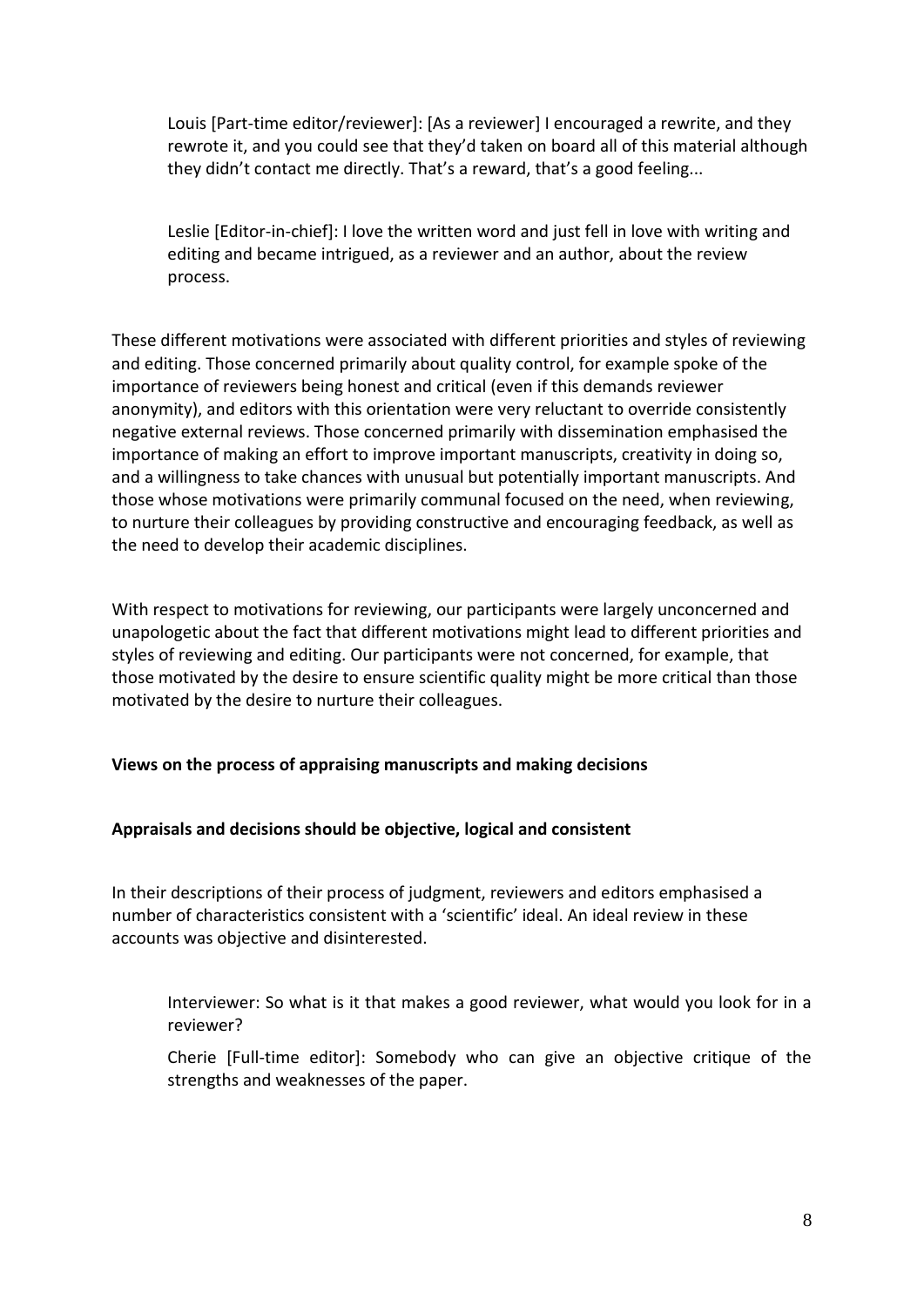> Louis [Part-time editor/reviewer]: [As a reviewer] I encouraged a rewrite, and they rewrote it, and you could see that they'd taken on board all of this material although they didn't contact me directly. That's a reward, that's a good feeling...

> Leslie [Editor-in-chief]: I love the written word and just fell in love with writing and editing and became intrigued, as a reviewer and an author, about the review process.

These different motivations were associated with different priorities and styles of reviewing and editing. Those concerned primarily about quality control, for example spoke of the importance of reviewers being honest and critical (even if this demands reviewer anonymity), and editors with this orientation were very reluctant to override consistently negative external reviews. Those concerned primarily with dissemination emphasised the importance of making an effort to improve important manuscripts, creativity in doing so, and a willingness to take chances with unusual but potentially important manuscripts. And those whose motivations were primarily communal focused on the need, when reviewing, to nurture their colleagues by providing constructive and encouraging feedback, as well as the need to develop their academic disciplines.

With respect to motivations for reviewing, our participants were largely unconcerned and unapologetic about the fact that different motivations might lead to different priorities and styles of reviewing and editing. Our participants were not concerned, for example, that those motivated by the desire to ensure scientific quality might be more critical than those motivated by the desire to nurture their colleagues.

**Views on the process of appraising manuscripts and making decisions**

**Appraisals and decisions should be objective, logical and consistent**

In their descriptions of their process of judgment, reviewers and editors emphasised a number of characteristics consistent with a 'scientific' ideal. An ideal review in these accounts was objective and disinterested.

> Interviewer: So what is it that makes a good reviewer, what would you look for in a reviewer?
>
> Cherie [Full-time editor]: Somebody who can give an objective critique of the strengths and weaknesses of the paper.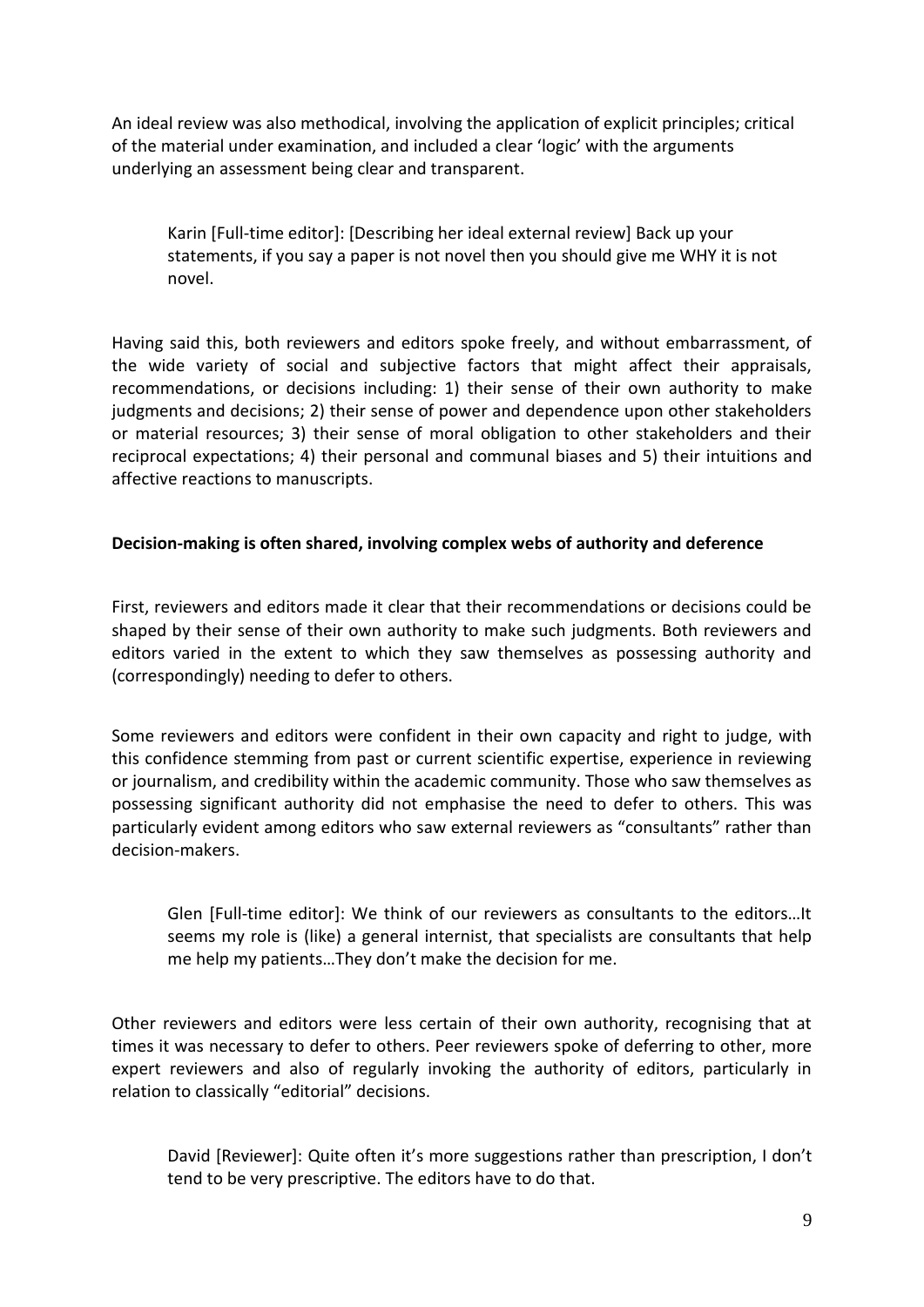An ideal review was also methodical, involving the application of explicit principles; critical of the material under examination, and included a clear 'logic' with the arguments underlying an assessment being clear and transparent.

> Karin [Full-time editor]: [Describing her ideal external review] Back up your statements, if you say a paper is not novel then you should give me WHY it is not novel.

Having said this, both reviewers and editors spoke freely, and without embarrassment, of the wide variety of social and subjective factors that might affect their appraisals, recommendations, or decisions including: 1) their sense of their own authority to make judgments and decisions; 2) their sense of power and dependence upon other stakeholders or material resources; 3) their sense of moral obligation to other stakeholders and their reciprocal expectations; 4) their personal and communal biases and 5) their intuitions and affective reactions to manuscripts.

**Decision-making is often shared, involving complex webs of authority and deference**

First, reviewers and editors made it clear that their recommendations or decisions could be shaped by their sense of their own authority to make such judgments. Both reviewers and editors varied in the extent to which they saw themselves as possessing authority and (correspondingly) needing to defer to others.

Some reviewers and editors were confident in their own capacity and right to judge, with this confidence stemming from past or current scientific expertise, experience in reviewing or journalism, and credibility within the academic community. Those who saw themselves as possessing significant authority did not emphasise the need to defer to others. This was particularly evident among editors who saw external reviewers as "consultants" rather than decision-makers.

> Glen [Full-time editor]: We think of our reviewers as consultants to the editors…It seems my role is (like) a general internist, that specialists are consultants that help me help my patients…They don't make the decision for me.

Other reviewers and editors were less certain of their own authority, recognising that at times it was necessary to defer to others. Peer reviewers spoke of deferring to other, more expert reviewers and also of regularly invoking the authority of editors, particularly in relation to classically "editorial" decisions.

> David [Reviewer]: Quite often it's more suggestions rather than prescription, I don't tend to be very prescriptive. The editors have to do that.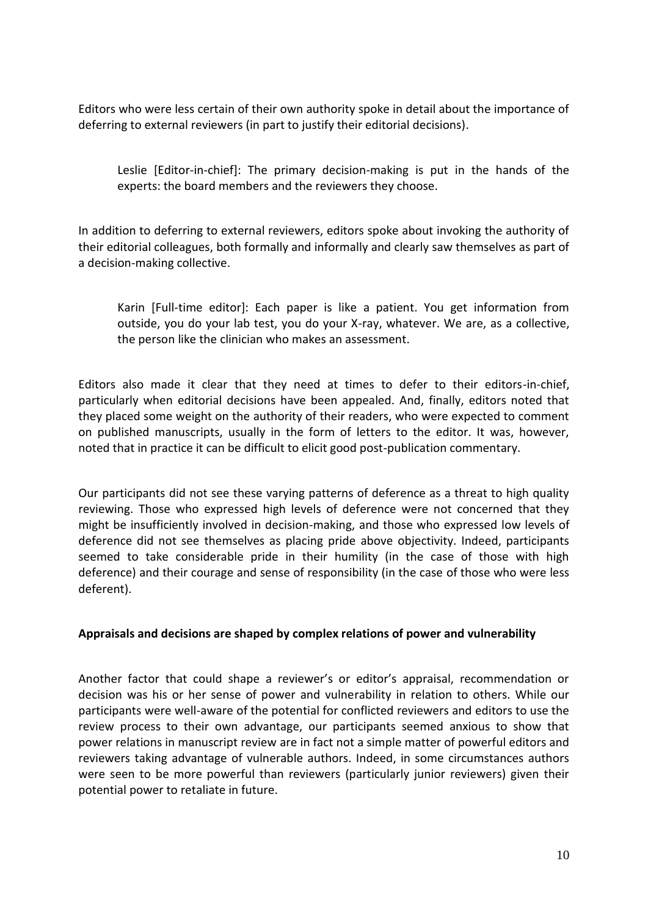Editors who were less certain of their own authority spoke in detail about the importance of deferring to external reviewers (in part to justify their editorial decisions).

> Leslie [Editor-in-chief]: The primary decision-making is put in the hands of the experts: the board members and the reviewers they choose.

In addition to deferring to external reviewers, editors spoke about invoking the authority of their editorial colleagues, both formally and informally and clearly saw themselves as part of a decision-making collective.

> Karin [Full-time editor]: Each paper is like a patient. You get information from outside, you do your lab test, you do your X-ray, whatever. We are, as a collective, the person like the clinician who makes an assessment.

Editors also made it clear that they need at times to defer to their editors-in-chief, particularly when editorial decisions have been appealed. And, finally, editors noted that they placed some weight on the authority of their readers, who were expected to comment on published manuscripts, usually in the form of letters to the editor. It was, however, noted that in practice it can be difficult to elicit good post-publication commentary.

Our participants did not see these varying patterns of deference as a threat to high quality reviewing. Those who expressed high levels of deference were not concerned that they might be insufficiently involved in decision-making, and those who expressed low levels of deference did not see themselves as placing pride above objectivity. Indeed, participants seemed to take considerable pride in their humility (in the case of those with high deference) and their courage and sense of responsibility (in the case of those who were less deferent).

**Appraisals and decisions are shaped by complex relations of power and vulnerability**

Another factor that could shape a reviewer's or editor's appraisal, recommendation or decision was his or her sense of power and vulnerability in relation to others. While our participants were well-aware of the potential for conflicted reviewers and editors to use the review process to their own advantage, our participants seemed anxious to show that power relations in manuscript review are in fact not a simple matter of powerful editors and reviewers taking advantage of vulnerable authors. Indeed, in some circumstances authors were seen to be more powerful than reviewers (particularly junior reviewers) given their potential power to retaliate in future.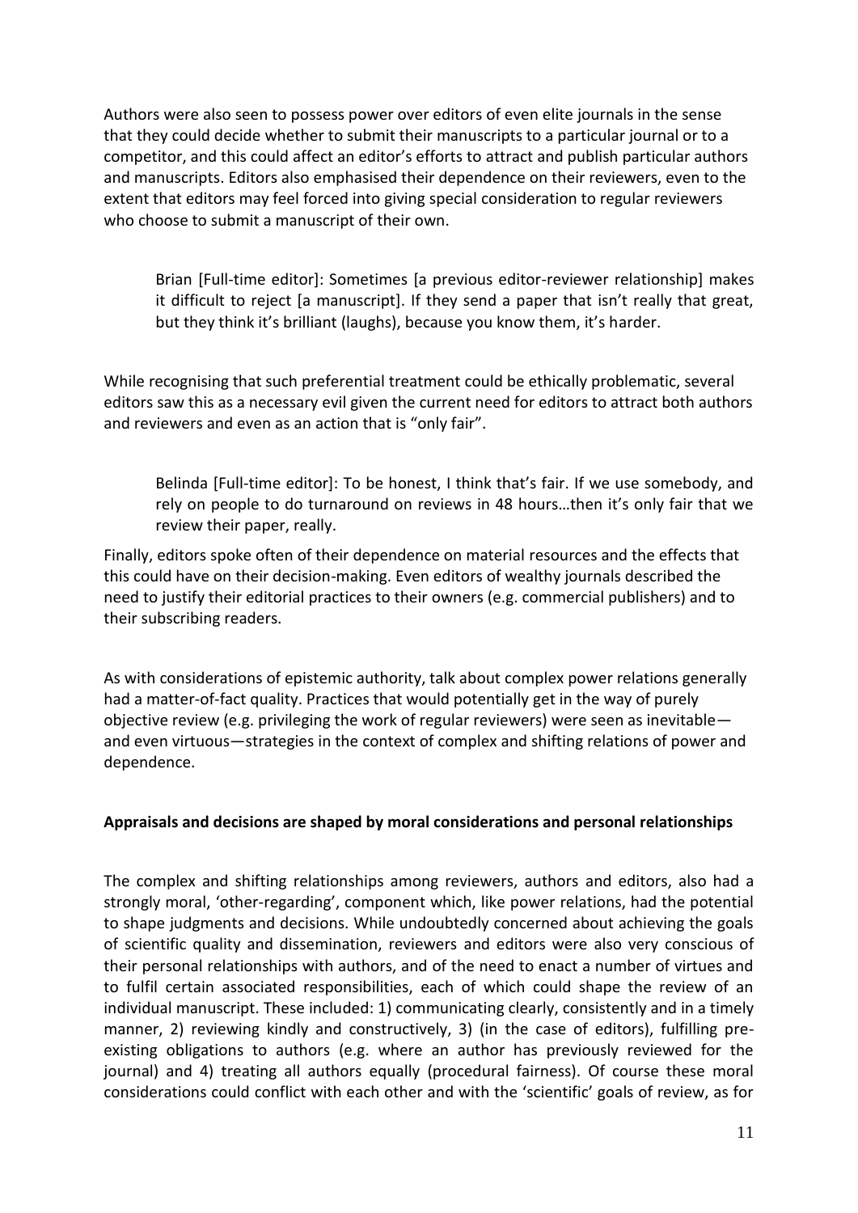Authors were also seen to possess power over editors of even elite journals in the sense that they could decide whether to submit their manuscripts to a particular journal or to a competitor, and this could affect an editor's efforts to attract and publish particular authors and manuscripts. Editors also emphasised their dependence on their reviewers, even to the extent that editors may feel forced into giving special consideration to regular reviewers who choose to submit a manuscript of their own.

> Brian [Full-time editor]: Sometimes [a previous editor-reviewer relationship] makes it difficult to reject [a manuscript]. If they send a paper that isn't really that great, but they think it's brilliant (laughs), because you know them, it's harder.

While recognising that such preferential treatment could be ethically problematic, several editors saw this as a necessary evil given the current need for editors to attract both authors and reviewers and even as an action that is "only fair".

> Belinda [Full-time editor]: To be honest, I think that's fair. If we use somebody, and rely on people to do turnaround on reviews in 48 hours…then it's only fair that we review their paper, really.

Finally, editors spoke often of their dependence on material resources and the effects that this could have on their decision-making. Even editors of wealthy journals described the need to justify their editorial practices to their owners (e.g. commercial publishers) and to their subscribing readers.

As with considerations of epistemic authority, talk about complex power relations generally had a matter-of-fact quality. Practices that would potentially get in the way of purely objective review (e.g. privileging the work of regular reviewers) were seen as inevitable—and even virtuous—strategies in the context of complex and shifting relations of power and dependence.

**Appraisals and decisions are shaped by moral considerations and personal relationships**

The complex and shifting relationships among reviewers, authors and editors, also had a strongly moral, 'other-regarding', component which, like power relations, had the potential to shape judgments and decisions. While undoubtedly concerned about achieving the goals of scientific quality and dissemination, reviewers and editors were also very conscious of their personal relationships with authors, and of the need to enact a number of virtues and to fulfil certain associated responsibilities, each of which could shape the review of an individual manuscript. These included: 1) communicating clearly, consistently and in a timely manner, 2) reviewing kindly and constructively, 3) (in the case of editors), fulfilling pre-existing obligations to authors (e.g. where an author has previously reviewed for the journal) and 4) treating all authors equally (procedural fairness). Of course these moral considerations could conflict with each other and with the 'scientific' goals of review, as for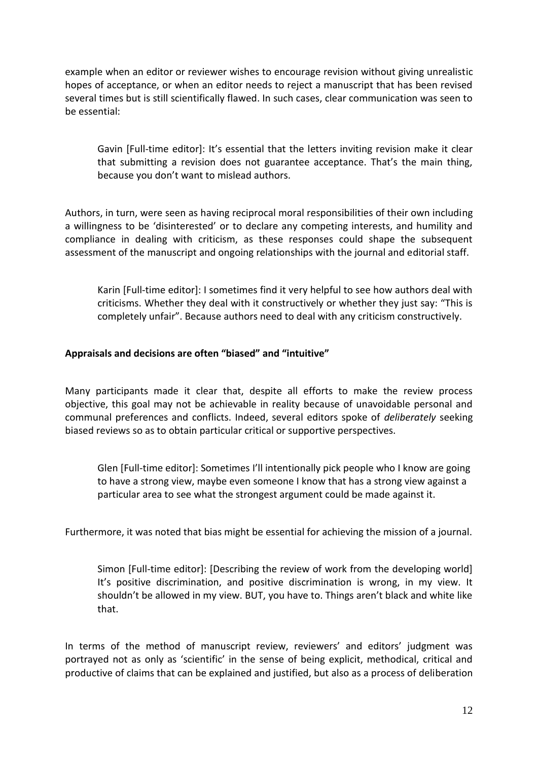example when an editor or reviewer wishes to encourage revision without giving unrealistic hopes of acceptance, or when an editor needs to reject a manuscript that has been revised several times but is still scientifically flawed. In such cases, clear communication was seen to be essential:

> Gavin [Full-time editor]: It's essential that the letters inviting revision make it clear that submitting a revision does not guarantee acceptance. That's the main thing, because you don't want to mislead authors.

Authors, in turn, were seen as having reciprocal moral responsibilities of their own including a willingness to be 'disinterested' or to declare any competing interests, and humility and compliance in dealing with criticism, as these responses could shape the subsequent assessment of the manuscript and ongoing relationships with the journal and editorial staff.

> Karin [Full-time editor]: I sometimes find it very helpful to see how authors deal with criticisms. Whether they deal with it constructively or whether they just say: "This is completely unfair". Because authors need to deal with any criticism constructively.

**Appraisals and decisions are often "biased" and "intuitive"**

Many participants made it clear that, despite all efforts to make the review process objective, this goal may not be achievable in reality because of unavoidable personal and communal preferences and conflicts. Indeed, several editors spoke of *deliberately* seeking biased reviews so as to obtain particular critical or supportive perspectives.

> Glen [Full-time editor]: Sometimes I'll intentionally pick people who I know are going to have a strong view, maybe even someone I know that has a strong view against a particular area to see what the strongest argument could be made against it.

Furthermore, it was noted that bias might be essential for achieving the mission of a journal.

> Simon [Full-time editor]: [Describing the review of work from the developing world] It's positive discrimination, and positive discrimination is wrong, in my view. It shouldn't be allowed in my view. BUT, you have to. Things aren't black and white like that.

In terms of the method of manuscript review, reviewers' and editors' judgment was portrayed not as only as 'scientific' in the sense of being explicit, methodical, critical and productive of claims that can be explained and justified, but also as a process of deliberation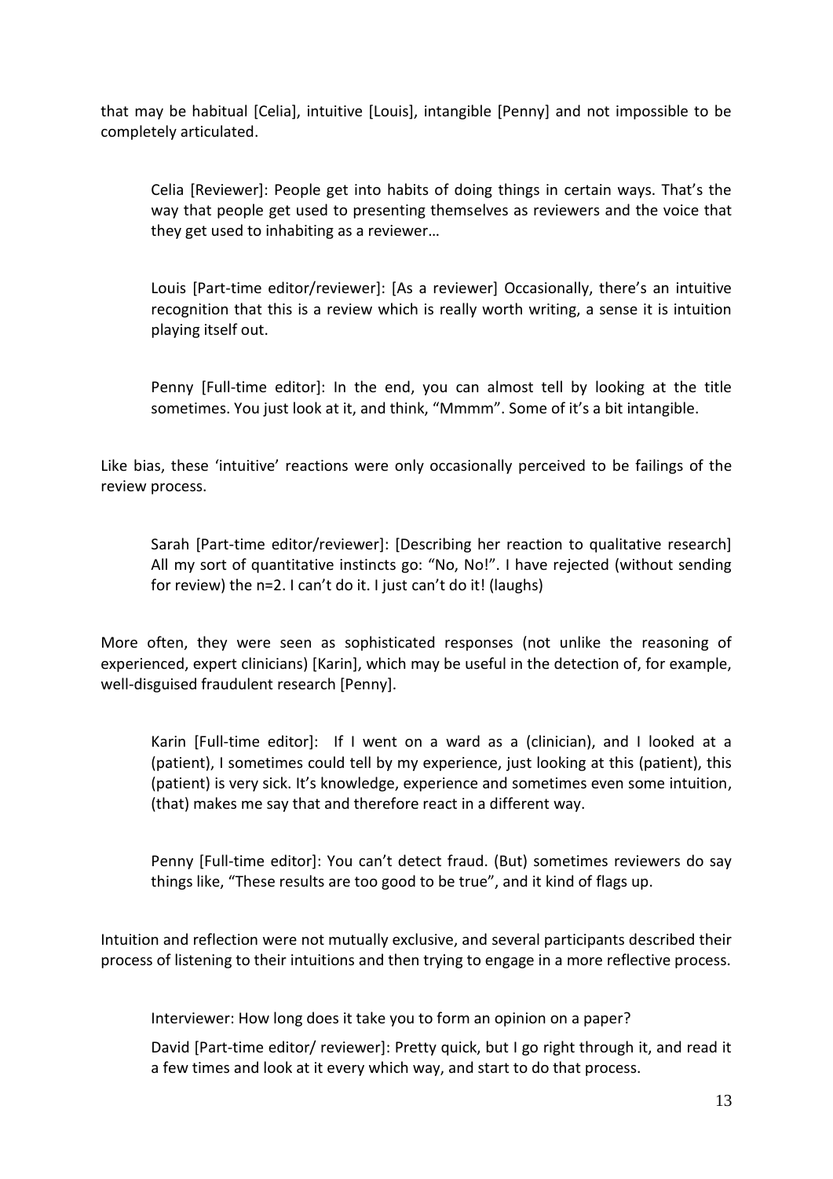that may be habitual [Celia], intuitive [Louis], intangible [Penny] and not impossible to be completely articulated.

> Celia [Reviewer]: People get into habits of doing things in certain ways. That's the way that people get used to presenting themselves as reviewers and the voice that they get used to inhabiting as a reviewer…

> Louis [Part-time editor/reviewer]: [As a reviewer] Occasionally, there's an intuitive recognition that this is a review which is really worth writing, a sense it is intuition playing itself out.

> Penny [Full-time editor]: In the end, you can almost tell by looking at the title sometimes. You just look at it, and think, "Mmmm". Some of it's a bit intangible.

Like bias, these 'intuitive' reactions were only occasionally perceived to be failings of the review process.

> Sarah [Part-time editor/reviewer]: [Describing her reaction to qualitative research] All my sort of quantitative instincts go: "No, No!". I have rejected (without sending for review) the n=2. I can't do it. I just can't do it! (laughs)

More often, they were seen as sophisticated responses (not unlike the reasoning of experienced, expert clinicians) [Karin], which may be useful in the detection of, for example, well-disguised fraudulent research [Penny].

> Karin [Full-time editor]: If I went on a ward as a (clinician), and I looked at a (patient), I sometimes could tell by my experience, just looking at this (patient), this (patient) is very sick. It's knowledge, experience and sometimes even some intuition, (that) makes me say that and therefore react in a different way.

> Penny [Full-time editor]: You can't detect fraud. (But) sometimes reviewers do say things like, "These results are too good to be true", and it kind of flags up.

Intuition and reflection were not mutually exclusive, and several participants described their process of listening to their intuitions and then trying to engage in a more reflective process.

> Interviewer: How long does it take you to form an opinion on a paper?
>
> David [Part-time editor/ reviewer]: Pretty quick, but I go right through it, and read it a few times and look at it every which way, and start to do that process.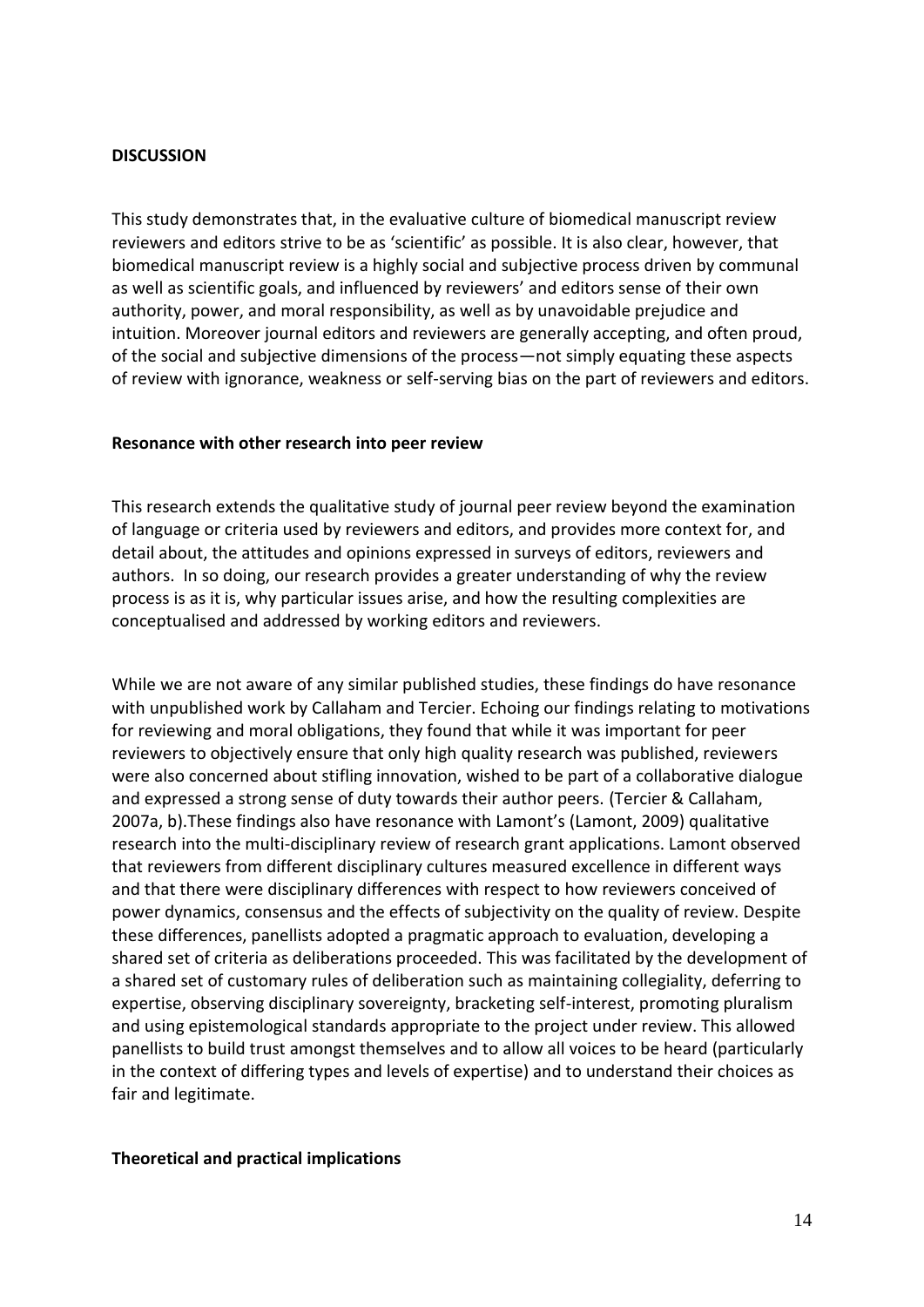## DISCUSSION

This study demonstrates that, in the evaluative culture of biomedical manuscript review reviewers and editors strive to be as 'scientific' as possible. It is also clear, however, that biomedical manuscript review is a highly social and subjective process driven by communal as well as scientific goals, and influenced by reviewers' and editors sense of their own authority, power, and moral responsibility, as well as by unavoidable prejudice and intuition. Moreover journal editors and reviewers are generally accepting, and often proud, of the social and subjective dimensions of the process—not simply equating these aspects of review with ignorance, weakness or self-serving bias on the part of reviewers and editors.

### Resonance with other research into peer review

This research extends the qualitative study of journal peer review beyond the examination of language or criteria used by reviewers and editors, and provides more context for, and detail about, the attitudes and opinions expressed in surveys of editors, reviewers and authors. In so doing, our research provides a greater understanding of why the review process is as it is, why particular issues arise, and how the resulting complexities are conceptualised and addressed by working editors and reviewers.

While we are not aware of any similar published studies, these findings do have resonance with unpublished work by Callaham and Tercier. Echoing our findings relating to motivations for reviewing and moral obligations, they found that while it was important for peer reviewers to objectively ensure that only high quality research was published, reviewers were also concerned about stifling innovation, wished to be part of a collaborative dialogue and expressed a strong sense of duty towards their author peers. (Tercier & Callaham, 2007a, b).These findings also have resonance with Lamont's (Lamont, 2009) qualitative research into the multi-disciplinary review of research grant applications. Lamont observed that reviewers from different disciplinary cultures measured excellence in different ways and that there were disciplinary differences with respect to how reviewers conceived of power dynamics, consensus and the effects of subjectivity on the quality of review. Despite these differences, panellists adopted a pragmatic approach to evaluation, developing a shared set of criteria as deliberations proceeded. This was facilitated by the development of a shared set of customary rules of deliberation such as maintaining collegiality, deferring to expertise, observing disciplinary sovereignty, bracketing self-interest, promoting pluralism and using epistemological standards appropriate to the project under review. This allowed panellists to build trust amongst themselves and to allow all voices to be heard (particularly in the context of differing types and levels of expertise) and to understand their choices as fair and legitimate.

### Theoretical and practical implications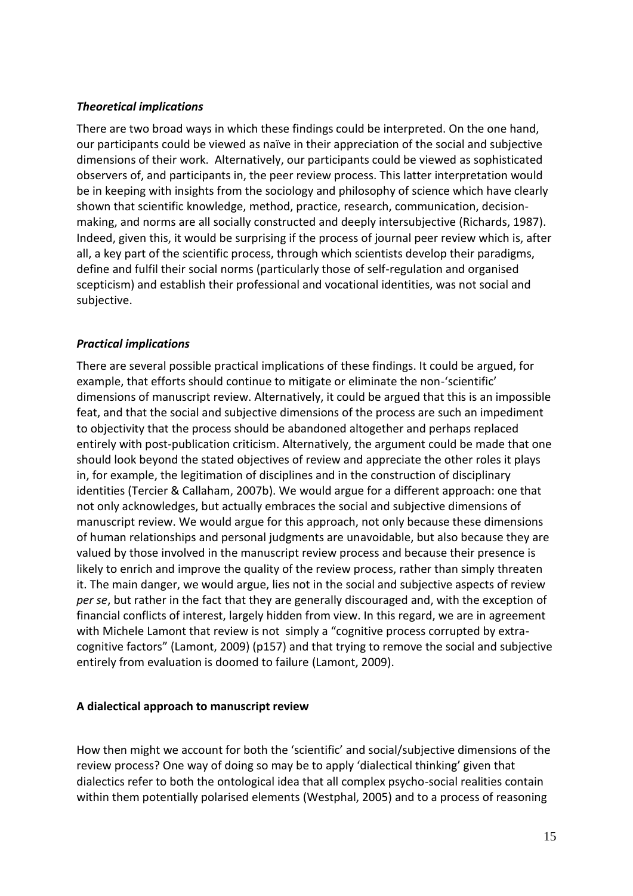### *Theoretical implications*

There are two broad ways in which these findings could be interpreted. On the one hand, our participants could be viewed as naïve in their appreciation of the social and subjective dimensions of their work. Alternatively, our participants could be viewed as sophisticated observers of, and participants in, the peer review process. This latter interpretation would be in keeping with insights from the sociology and philosophy of science which have clearly shown that scientific knowledge, method, practice, research, communication, decision-making, and norms are all socially constructed and deeply intersubjective (Richards, 1987). Indeed, given this, it would be surprising if the process of journal peer review which is, after all, a key part of the scientific process, through which scientists develop their paradigms, define and fulfil their social norms (particularly those of self-regulation and organised scepticism) and establish their professional and vocational identities, was not social and subjective.

### *Practical implications*

There are several possible practical implications of these findings. It could be argued, for example, that efforts should continue to mitigate or eliminate the non-'scientific' dimensions of manuscript review. Alternatively, it could be argued that this is an impossible feat, and that the social and subjective dimensions of the process are such an impediment to objectivity that the process should be abandoned altogether and perhaps replaced entirely with post-publication criticism. Alternatively, the argument could be made that one should look beyond the stated objectives of review and appreciate the other roles it plays in, for example, the legitimation of disciplines and in the construction of disciplinary identities (Tercier & Callaham, 2007b). We would argue for a different approach: one that not only acknowledges, but actually embraces the social and subjective dimensions of manuscript review. We would argue for this approach, not only because these dimensions of human relationships and personal judgments are unavoidable, but also because they are valued by those involved in the manuscript review process and because their presence is likely to enrich and improve the quality of the review process, rather than simply threaten it. The main danger, we would argue, lies not in the social and subjective aspects of review *per se*, but rather in the fact that they are generally discouraged and, with the exception of financial conflicts of interest, largely hidden from view. In this regard, we are in agreement with Michele Lamont that review is not simply a "cognitive process corrupted by extra-cognitive factors" (Lamont, 2009) (p157) and that trying to remove the social and subjective entirely from evaluation is doomed to failure (Lamont, 2009).

## A dialectical approach to manuscript review

How then might we account for both the 'scientific' and social/subjective dimensions of the review process? One way of doing so may be to apply 'dialectical thinking' given that dialectics refer to both the ontological idea that all complex psycho-social realities contain within them potentially polarised elements (Westphal, 2005) and to a process of reasoning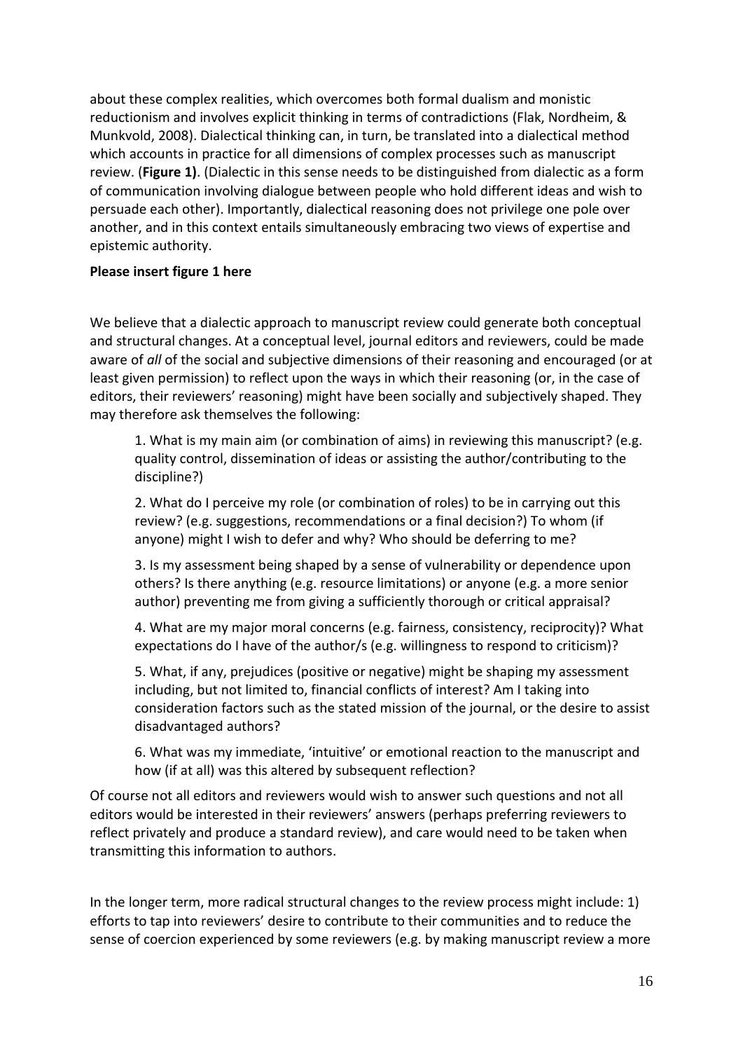about these complex realities, which overcomes both formal dualism and monistic reductionism and involves explicit thinking in terms of contradictions (Flak, Nordheim, & Munkvold, 2008). Dialectical thinking can, in turn, be translated into a dialectical method which accounts in practice for all dimensions of complex processes such as manuscript review. (**Figure 1)**. (Dialectic in this sense needs to be distinguished from dialectic as a form of communication involving dialogue between people who hold different ideas and wish to persuade each other). Importantly, dialectical reasoning does not privilege one pole over another, and in this context entails simultaneously embracing two views of expertise and epistemic authority.

**Please insert figure 1 here**

We believe that a dialectic approach to manuscript review could generate both conceptual and structural changes. At a conceptual level, journal editors and reviewers, could be made aware of *all* of the social and subjective dimensions of their reasoning and encouraged (or at least given permission) to reflect upon the ways in which their reasoning (or, in the case of editors, their reviewers' reasoning) might have been socially and subjectively shaped. They may therefore ask themselves the following:

1. What is my main aim (or combination of aims) in reviewing this manuscript? (e.g. quality control, dissemination of ideas or assisting the author/contributing to the discipline?)

2. What do I perceive my role (or combination of roles) to be in carrying out this review? (e.g. suggestions, recommendations or a final decision?) To whom (if anyone) might I wish to defer and why? Who should be deferring to me?

3. Is my assessment being shaped by a sense of vulnerability or dependence upon others? Is there anything (e.g. resource limitations) or anyone (e.g. a more senior author) preventing me from giving a sufficiently thorough or critical appraisal?

4. What are my major moral concerns (e.g. fairness, consistency, reciprocity)? What expectations do I have of the author/s (e.g. willingness to respond to criticism)?

5. What, if any, prejudices (positive or negative) might be shaping my assessment including, but not limited to, financial conflicts of interest? Am I taking into consideration factors such as the stated mission of the journal, or the desire to assist disadvantaged authors?

6. What was my immediate, 'intuitive' or emotional reaction to the manuscript and how (if at all) was this altered by subsequent reflection?

Of course not all editors and reviewers would wish to answer such questions and not all editors would be interested in their reviewers' answers (perhaps preferring reviewers to reflect privately and produce a standard review), and care would need to be taken when transmitting this information to authors.

In the longer term, more radical structural changes to the review process might include: 1) efforts to tap into reviewers' desire to contribute to their communities and to reduce the sense of coercion experienced by some reviewers (e.g. by making manuscript review a more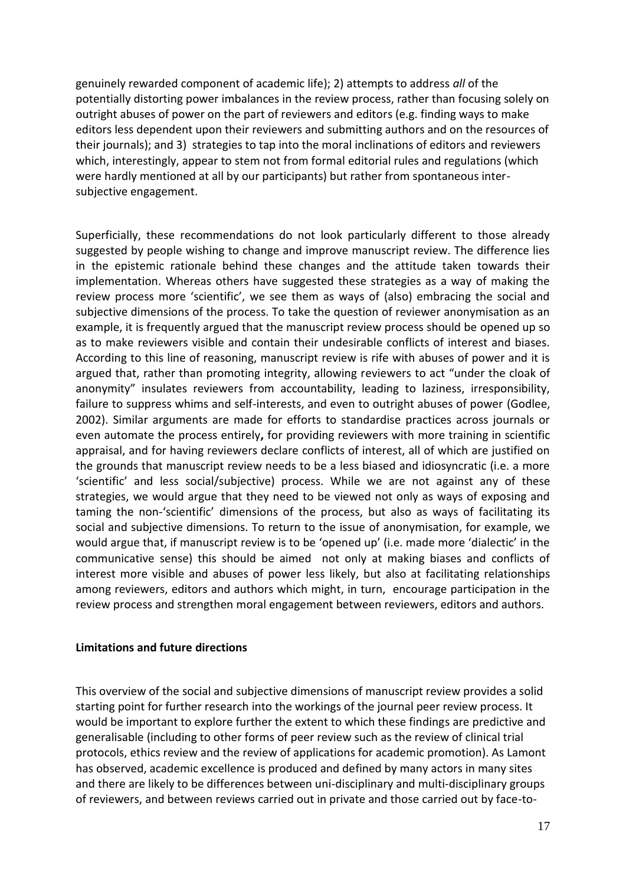genuinely rewarded component of academic life); 2) attempts to address *all* of the potentially distorting power imbalances in the review process, rather than focusing solely on outright abuses of power on the part of reviewers and editors (e.g. finding ways to make editors less dependent upon their reviewers and submitting authors and on the resources of their journals); and 3) strategies to tap into the moral inclinations of editors and reviewers which, interestingly, appear to stem not from formal editorial rules and regulations (which were hardly mentioned at all by our participants) but rather from spontaneous inter-subjective engagement.

Superficially, these recommendations do not look particularly different to those already suggested by people wishing to change and improve manuscript review. The difference lies in the epistemic rationale behind these changes and the attitude taken towards their implementation. Whereas others have suggested these strategies as a way of making the review process more 'scientific', we see them as ways of (also) embracing the social and subjective dimensions of the process. To take the question of reviewer anonymisation as an example, it is frequently argued that the manuscript review process should be opened up so as to make reviewers visible and contain their undesirable conflicts of interest and biases. According to this line of reasoning, manuscript review is rife with abuses of power and it is argued that, rather than promoting integrity, allowing reviewers to act "under the cloak of anonymity" insulates reviewers from accountability, leading to laziness, irresponsibility, failure to suppress whims and self-interests, and even to outright abuses of power (Godlee, 2002). Similar arguments are made for efforts to standardise practices across journals or even automate the process entirely**,** for providing reviewers with more training in scientific appraisal, and for having reviewers declare conflicts of interest, all of which are justified on the grounds that manuscript review needs to be a less biased and idiosyncratic (i.e. a more 'scientific' and less social/subjective) process. While we are not against any of these strategies, we would argue that they need to be viewed not only as ways of exposing and taming the non-'scientific' dimensions of the process, but also as ways of facilitating its social and subjective dimensions. To return to the issue of anonymisation, for example, we would argue that, if manuscript review is to be 'opened up' (i.e. made more 'dialectic' in the communicative sense) this should be aimed not only at making biases and conflicts of interest more visible and abuses of power less likely, but also at facilitating relationships among reviewers, editors and authors which might, in turn, encourage participation in the review process and strengthen moral engagement between reviewers, editors and authors.

**Limitations and future directions**

This overview of the social and subjective dimensions of manuscript review provides a solid starting point for further research into the workings of the journal peer review process. It would be important to explore further the extent to which these findings are predictive and generalisable (including to other forms of peer review such as the review of clinical trial protocols, ethics review and the review of applications for academic promotion). As Lamont has observed, academic excellence is produced and defined by many actors in many sites and there are likely to be differences between uni-disciplinary and multi-disciplinary groups of reviewers, and between reviews carried out in private and those carried out by face-to-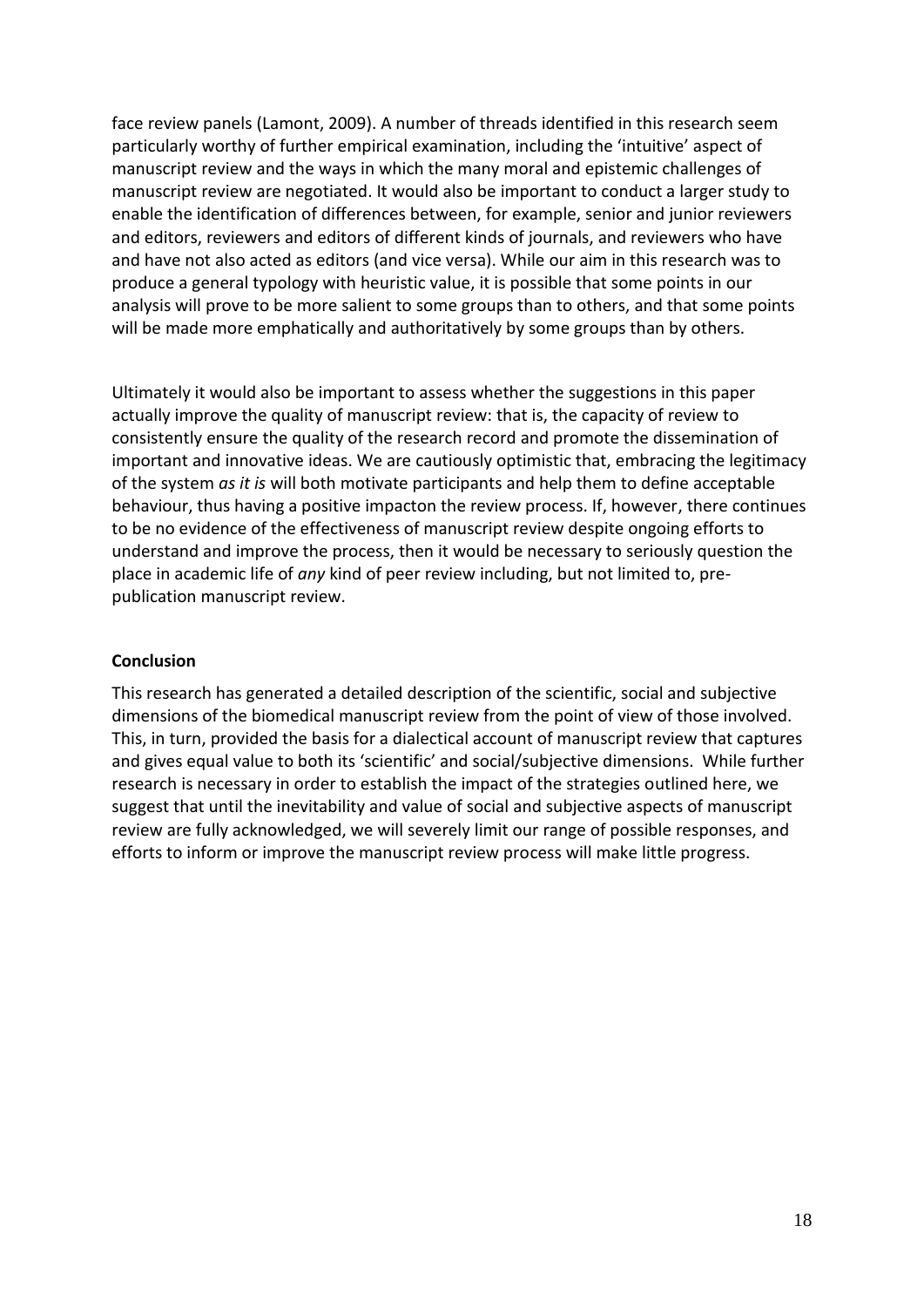face review panels (Lamont, 2009). A number of threads identified in this research seem particularly worthy of further empirical examination, including the 'intuitive' aspect of manuscript review and the ways in which the many moral and epistemic challenges of manuscript review are negotiated. It would also be important to conduct a larger study to enable the identification of differences between, for example, senior and junior reviewers and editors, reviewers and editors of different kinds of journals, and reviewers who have and have not also acted as editors (and vice versa). While our aim in this research was to produce a general typology with heuristic value, it is possible that some points in our analysis will prove to be more salient to some groups than to others, and that some points will be made more emphatically and authoritatively by some groups than by others.

Ultimately it would also be important to assess whether the suggestions in this paper actually improve the quality of manuscript review: that is, the capacity of review to consistently ensure the quality of the research record and promote the dissemination of important and innovative ideas. We are cautiously optimistic that, embracing the legitimacy of the system *as it is* will both motivate participants and help them to define acceptable behaviour, thus having a positive impacton the review process. If, however, there continues to be no evidence of the effectiveness of manuscript review despite ongoing efforts to understand and improve the process, then it would be necessary to seriously question the place in academic life of *any* kind of peer review including, but not limited to, pre-publication manuscript review.

**Conclusion**

This research has generated a detailed description of the scientific, social and subjective dimensions of the biomedical manuscript review from the point of view of those involved. This, in turn, provided the basis for a dialectical account of manuscript review that captures and gives equal value to both its 'scientific' and social/subjective dimensions. While further research is necessary in order to establish the impact of the strategies outlined here, we suggest that until the inevitability and value of social and subjective aspects of manuscript review are fully acknowledged, we will severely limit our range of possible responses, and efforts to inform or improve the manuscript review process will make little progress.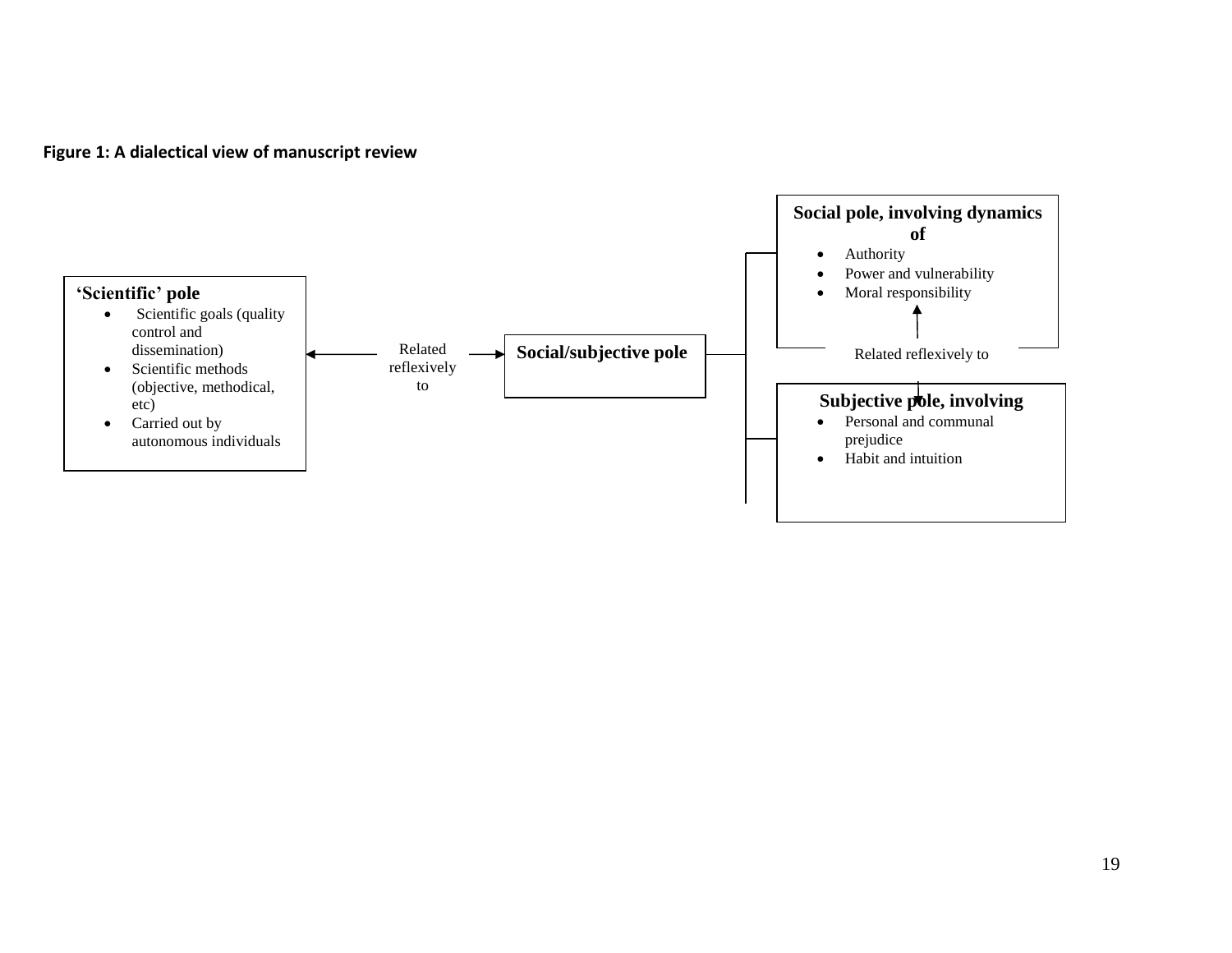**Figure 1: A dialectical view of manuscript review**

**'Scientific' pole**

- Scientific goals (quality control and dissemination)
- Scientific methods (objective, methodical, etc)
- Carried out by autonomous individuals

Related reflexively to

**Social/subjective pole**

**Social pole, involving dynamics of**

- Authority
- Power and vulnerability
- Moral responsibility

Related reflexively to

**Subjective pole, involving**

- Personal and communal prejudice
- Habit and intuition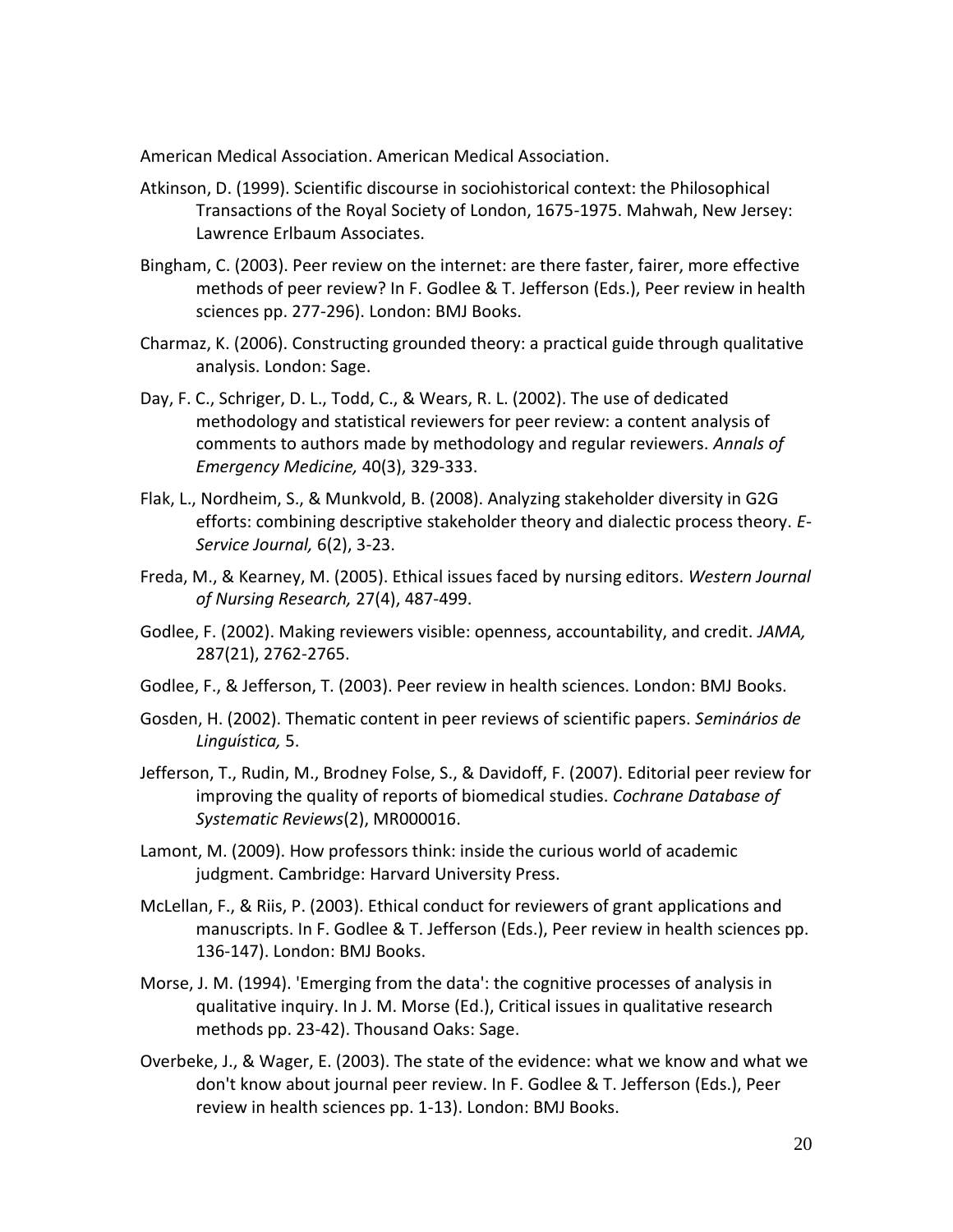American Medical Association. American Medical Association.

Atkinson, D. (1999). Scientific discourse in sociohistorical context: the Philosophical Transactions of the Royal Society of London, 1675-1975. Mahwah, New Jersey: Lawrence Erlbaum Associates.

Bingham, C. (2003). Peer review on the internet: are there faster, fairer, more effective methods of peer review? In F. Godlee & T. Jefferson (Eds.), Peer review in health sciences pp. 277-296). London: BMJ Books.

Charmaz, K. (2006). Constructing grounded theory: a practical guide through qualitative analysis. London: Sage.

Day, F. C., Schriger, D. L., Todd, C., & Wears, R. L. (2002). The use of dedicated methodology and statistical reviewers for peer review: a content analysis of comments to authors made by methodology and regular reviewers. *Annals of Emergency Medicine,* 40(3), 329-333.

Flak, L., Nordheim, S., & Munkvold, B. (2008). Analyzing stakeholder diversity in G2G efforts: combining descriptive stakeholder theory and dialectic process theory. *E-Service Journal,* 6(2), 3-23.

Freda, M., & Kearney, M. (2005). Ethical issues faced by nursing editors. *Western Journal of Nursing Research,* 27(4), 487-499.

Godlee, F. (2002). Making reviewers visible: openness, accountability, and credit. *JAMA,* 287(21), 2762-2765.

Godlee, F., & Jefferson, T. (2003). Peer review in health sciences. London: BMJ Books.

Gosden, H. (2002). Thematic content in peer reviews of scientific papers. *Seminários de Linguística,* 5.

Jefferson, T., Rudin, M., Brodney Folse, S., & Davidoff, F. (2007). Editorial peer review for improving the quality of reports of biomedical studies. *Cochrane Database of Systematic Reviews*(2), MR000016.

Lamont, M. (2009). How professors think: inside the curious world of academic judgment. Cambridge: Harvard University Press.

McLellan, F., & Riis, P. (2003). Ethical conduct for reviewers of grant applications and manuscripts. In F. Godlee & T. Jefferson (Eds.), Peer review in health sciences pp. 136-147). London: BMJ Books.

Morse, J. M. (1994). 'Emerging from the data': the cognitive processes of analysis in qualitative inquiry. In J. M. Morse (Ed.), Critical issues in qualitative research methods pp. 23-42). Thousand Oaks: Sage.

Overbeke, J., & Wager, E. (2003). The state of the evidence: what we know and what we don't know about journal peer review. In F. Godlee & T. Jefferson (Eds.), Peer review in health sciences pp. 1-13). London: BMJ Books.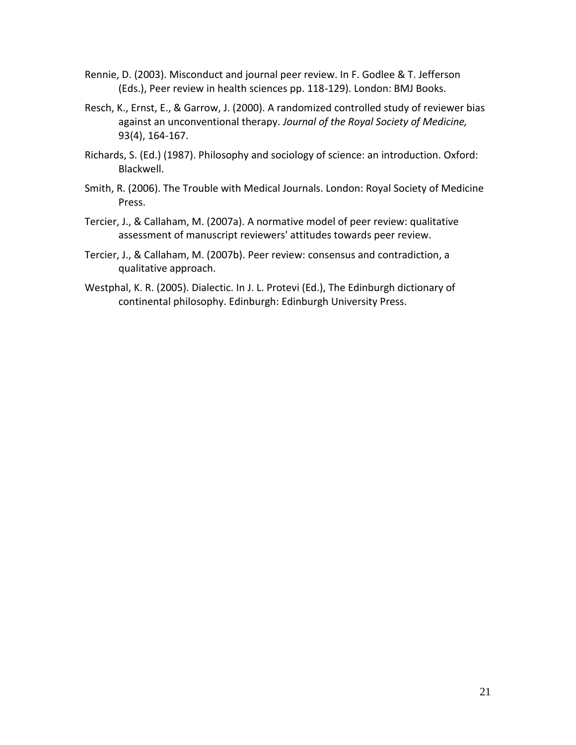Rennie, D. (2003). Misconduct and journal peer review. In F. Godlee & T. Jefferson (Eds.), Peer review in health sciences pp. 118-129). London: BMJ Books.

Resch, K., Ernst, E., & Garrow, J. (2000). A randomized controlled study of reviewer bias against an unconventional therapy. *Journal of the Royal Society of Medicine,* 93(4), 164-167.

Richards, S. (Ed.) (1987). Philosophy and sociology of science: an introduction. Oxford: Blackwell.

Smith, R. (2006). The Trouble with Medical Journals. London: Royal Society of Medicine Press.

Tercier, J., & Callaham, M. (2007a). A normative model of peer review: qualitative assessment of manuscript reviewers' attitudes towards peer review.

Tercier, J., & Callaham, M. (2007b). Peer review: consensus and contradiction, a qualitative approach.

Westphal, K. R. (2005). Dialectic. In J. L. Protevi (Ed.), The Edinburgh dictionary of continental philosophy. Edinburgh: Edinburgh University Press.